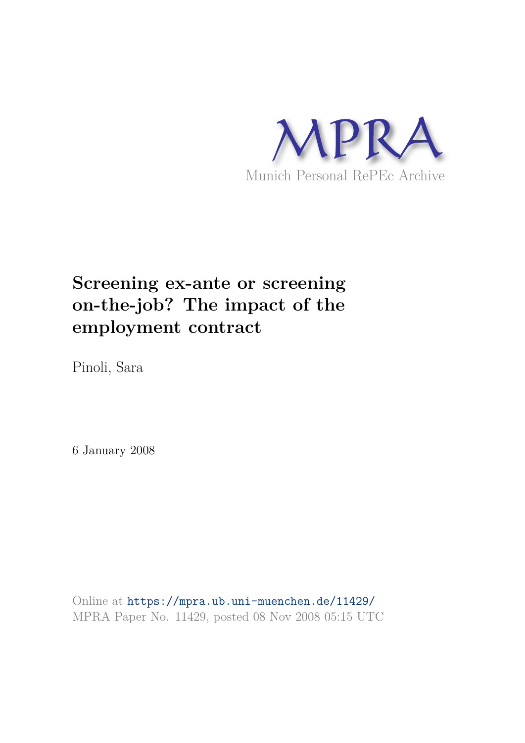MPRA

Munich Personal RePEc Archive

# Screening ex-ante or screening on-the-job? The impact of the employment contract

Pinoli, Sara

6 January 2008

Online at https://mpra.ub.uni-muenchen.de/11429/
MPRA Paper No. 11429, posted 08 Nov 2008 05:15 UTC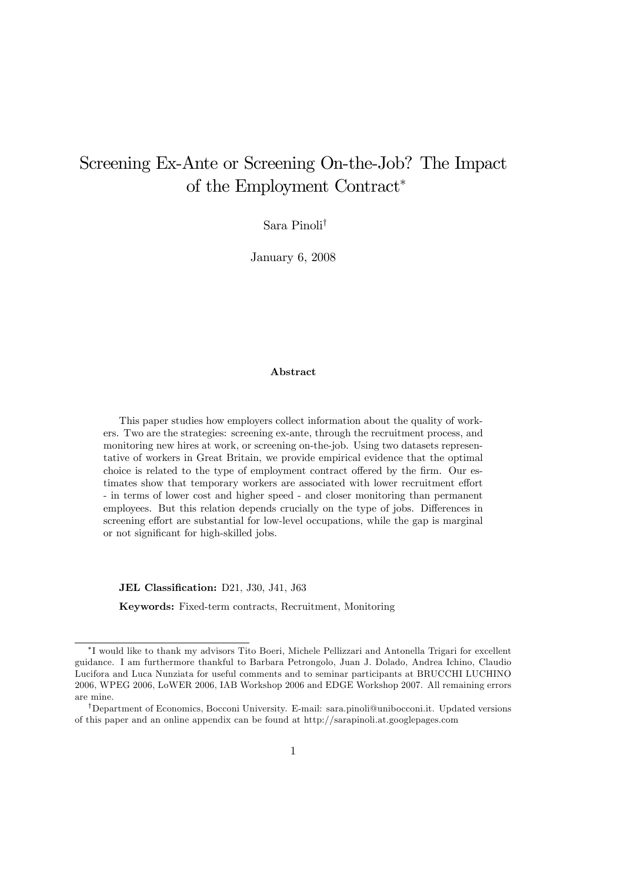# Screening Ex-Ante or Screening On-the-Job? The Impact of the Employment Contract*

Sara Pinoli†

January 6, 2008

**Abstract**

This paper studies how employers collect information about the quality of workers. Two are the strategies: screening ex-ante, through the recruitment process, and monitoring new hires at work, or screening on-the-job. Using two datasets representative of workers in Great Britain, we provide empirical evidence that the optimal choice is related to the type of employment contract offered by the firm. Our estimates show that temporary workers are associated with lower recruitment effort - in terms of lower cost and higher speed - and closer monitoring than permanent employees. But this relation depends crucially on the type of jobs. Differences in screening effort are substantial for low-level occupations, while the gap is marginal or not significant for high-skilled jobs.

**JEL Classification:** D21, J30, J41, J63

**Keywords:** Fixed-term contracts, Recruitment, Monitoring

---

*I would like to thank my advisors Tito Boeri, Michele Pellizzari and Antonella Trigari for excellent guidance. I am furthermore thankful to Barbara Petrongolo, Juan J. Dolado, Andrea Ichino, Claudio Lucifora and Luca Nunziata for useful comments and to seminar participants at BRUCCHI LUCHINO 2006, WPEG 2006, LoWER 2006, IAB Workshop 2006 and EDGE Workshop 2007. All remaining errors are mine.

†Department of Economics, Bocconi University. E-mail: sara.pinoli@unibocconi.it. Updated versions of this paper and an online appendix can be found at http://sarapinoli.at.googlepages.com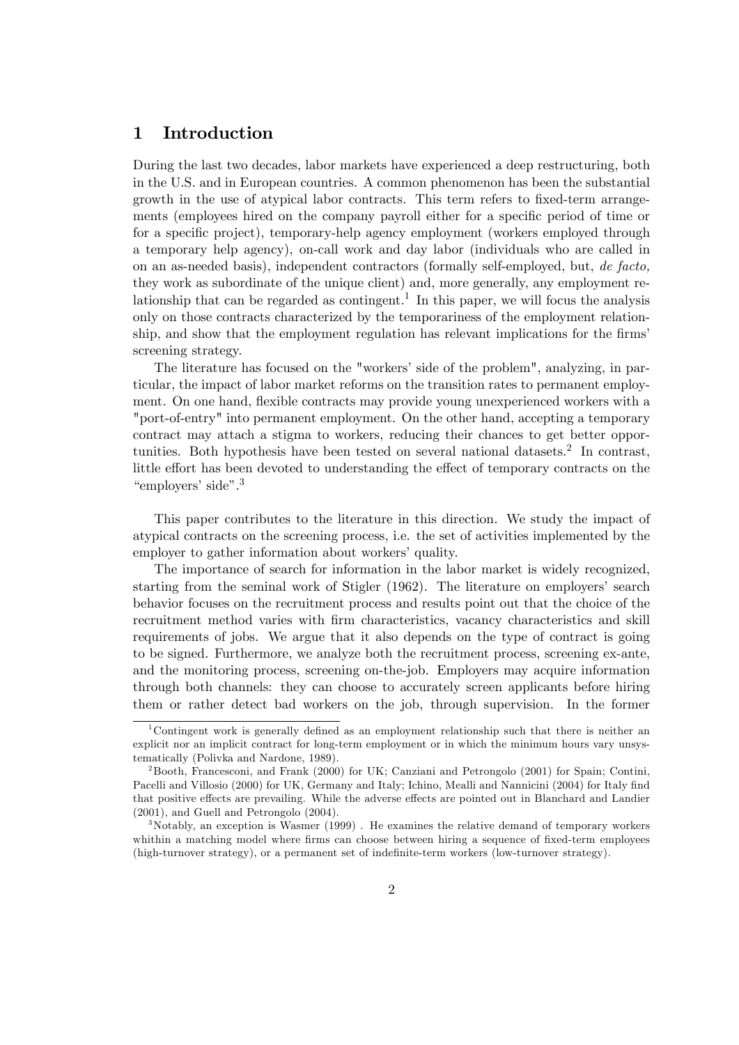# 1 Introduction

During the last two decades, labor markets have experienced a deep restructuring, both in the U.S. and in European countries. A common phenomenon has been the substantial growth in the use of atypical labor contracts. This term refers to fixed-term arrangements (employees hired on the company payroll either for a specific period of time or for a specific project), temporary-help agency employment (workers employed through a temporary help agency), on-call work and day labor (individuals who are called in on an as-needed basis), independent contractors (formally self-employed, but, *de facto,* they work as subordinate of the unique client) and, more generally, any employment relationship that can be regarded as contingent.[1] In this paper, we will focus the analysis only on those contracts characterized by the temporariness of the employment relationship, and show that the employment regulation has relevant implications for the firms' screening strategy.

The literature has focused on the "workers' side of the problem", analyzing, in particular, the impact of labor market reforms on the transition rates to permanent employment. On one hand, flexible contracts may provide young unexperienced workers with a "port-of-entry" into permanent employment. On the other hand, accepting a temporary contract may attach a stigma to workers, reducing their chances to get better opportunities. Both hypothesis have been tested on several national datasets.[2] In contrast, little effort has been devoted to understanding the effect of temporary contracts on the "employers' side".[3]

This paper contributes to the literature in this direction. We study the impact of atypical contracts on the screening process, i.e. the set of activities implemented by the employer to gather information about workers' quality.

The importance of search for information in the labor market is widely recognized, starting from the seminal work of Stigler (1962). The literature on employers' search behavior focuses on the recruitment process and results point out that the choice of the recruitment method varies with firm characteristics, vacancy characteristics and skill requirements of jobs. We argue that it also depends on the type of contract is going to be signed. Furthermore, we analyze both the recruitment process, screening ex-ante, and the monitoring process, screening on-the-job. Employers may acquire information through both channels: they can choose to accurately screen applicants before hiring them or rather detect bad workers on the job, through supervision. In the former

[1] Contingent work is generally defined as an employment relationship such that there is neither an explicit nor an implicit contract for long-term employment or in which the minimum hours vary unsystematically (Polivka and Nardone, 1989).

[2] Booth, Francesconi, and Frank (2000) for UK; Canziani and Petrongolo (2001) for Spain; Contini, Pacelli and Villosio (2000) for UK, Germany and Italy; Ichino, Mealli and Nannicini (2004) for Italy find that positive effects are prevailing. While the adverse effects are pointed out in Blanchard and Landier (2001), and Guell and Petrongolo (2004).

[3] Notably, an exception is Wasmer (1999) . He examines the relative demand of temporary workers whithin a matching model where firms can choose between hiring a sequence of fixed-term employees (high-turnover strategy), or a permanent set of indefinite-term workers (low-turnover strategy).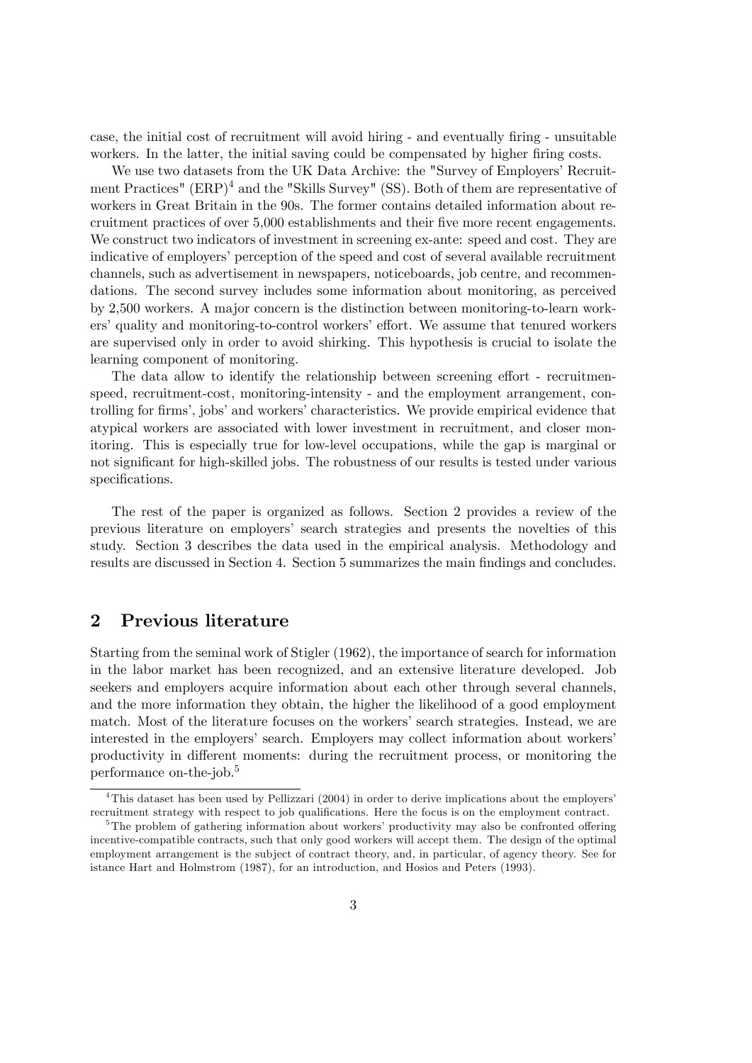case, the initial cost of recruitment will avoid hiring - and eventually firing - unsuitable workers. In the latter, the initial saving could be compensated by higher firing costs.

We use two datasets from the UK Data Archive: the "Survey of Employers' Recruitment Practices" (ERP)[4] and the "Skills Survey" (SS). Both of them are representative of workers in Great Britain in the 90s. The former contains detailed information about recruitment practices of over 5,000 establishments and their five more recent engagements. We construct two indicators of investment in screening ex-ante: speed and cost. They are indicative of employers' perception of the speed and cost of several available recruitment channels, such as advertisement in newspapers, noticeboards, job centre, and recommendations. The second survey includes some information about monitoring, as perceived by 2,500 workers. A major concern is the distinction between monitoring-to-learn workers' quality and monitoring-to-control workers' effort. We assume that tenured workers are supervised only in order to avoid shirking. This hypothesis is crucial to isolate the learning component of monitoring.

The data allow to identify the relationship between screening effort - recruitmenspeed, recruitment-cost, monitoring-intensity - and the employment arrangement, controlling for firms', jobs' and workers' characteristics. We provide empirical evidence that atypical workers are associated with lower investment in recruitment, and closer monitoring. This is especially true for low-level occupations, while the gap is marginal or not significant for high-skilled jobs. The robustness of our results is tested under various specifications.

The rest of the paper is organized as follows. Section 2 provides a review of the previous literature on employers' search strategies and presents the novelties of this study. Section 3 describes the data used in the empirical analysis. Methodology and results are discussed in Section 4. Section 5 summarizes the main findings and concludes.

## 2 Previous literature

Starting from the seminal work of Stigler (1962), the importance of search for information in the labor market has been recognized, and an extensive literature developed. Job seekers and employers acquire information about each other through several channels, and the more information they obtain, the higher the likelihood of a good employment match. Most of the literature focuses on the workers' search strategies. Instead, we are interested in the employers' search. Employers may collect information about workers' productivity in different moments: during the recruitment process, or monitoring the performance on-the-job.[5]

[4] This dataset has been used by Pellizzari (2004) in order to derive implications about the employers' recruitment strategy with respect to job qualifications. Here the focus is on the employment contract.

[5] The problem of gathering information about workers' productivity may also be confronted offering incentive-compatible contracts, such that only good workers will accept them. The design of the optimal employment arrangement is the subject of contract theory, and, in particular, of agency theory. See for istance Hart and Holmstrom (1987), for an introduction, and Hosios and Peters (1993).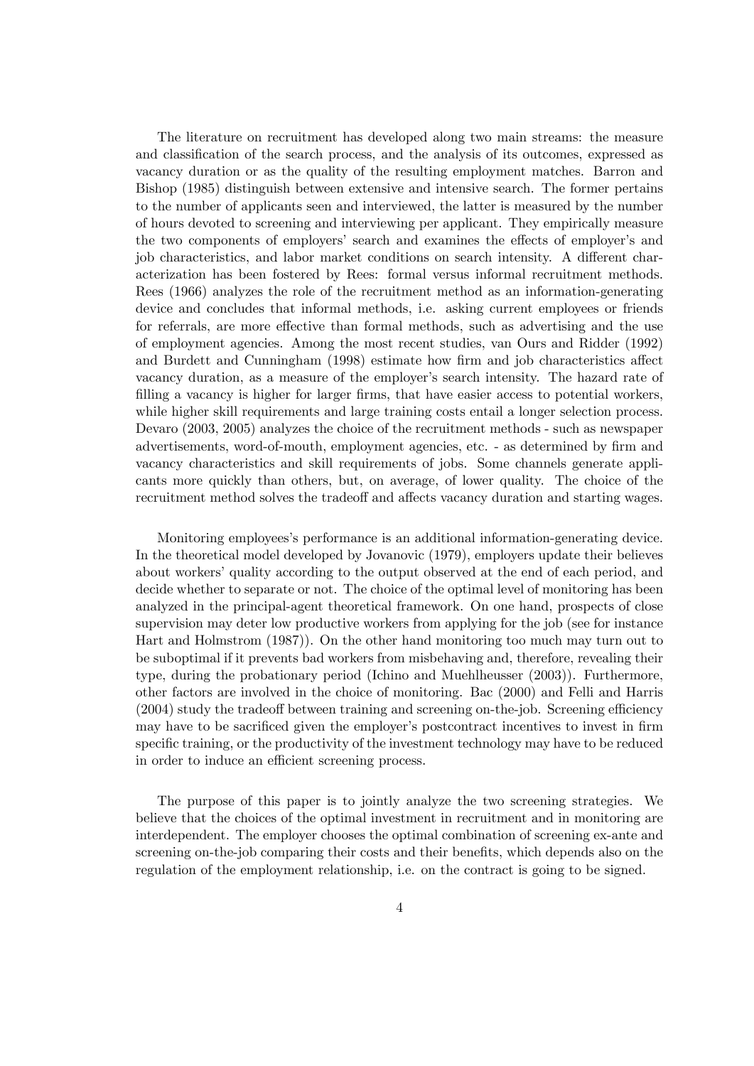The literature on recruitment has developed along two main streams: the measure and classification of the search process, and the analysis of its outcomes, expressed as vacancy duration or as the quality of the resulting employment matches. Barron and Bishop (1985) distinguish between extensive and intensive search. The former pertains to the number of applicants seen and interviewed, the latter is measured by the number of hours devoted to screening and interviewing per applicant. They empirically measure the two components of employers' search and examines the effects of employer's and job characteristics, and labor market conditions on search intensity. A different characterization has been fostered by Rees: formal versus informal recruitment methods. Rees (1966) analyzes the role of the recruitment method as an information-generating device and concludes that informal methods, i.e. asking current employees or friends for referrals, are more effective than formal methods, such as advertising and the use of employment agencies. Among the most recent studies, van Ours and Ridder (1992) and Burdett and Cunningham (1998) estimate how firm and job characteristics affect vacancy duration, as a measure of the employer's search intensity. The hazard rate of filling a vacancy is higher for larger firms, that have easier access to potential workers, while higher skill requirements and large training costs entail a longer selection process. Devaro (2003, 2005) analyzes the choice of the recruitment methods - such as newspaper advertisements, word-of-mouth, employment agencies, etc. - as determined by firm and vacancy characteristics and skill requirements of jobs. Some channels generate applicants more quickly than others, but, on average, of lower quality. The choice of the recruitment method solves the tradeoff and affects vacancy duration and starting wages.

Monitoring employees's performance is an additional information-generating device. In the theoretical model developed by Jovanovic (1979), employers update their believes about workers' quality according to the output observed at the end of each period, and decide whether to separate or not. The choice of the optimal level of monitoring has been analyzed in the principal-agent theoretical framework. On one hand, prospects of close supervision may deter low productive workers from applying for the job (see for instance Hart and Holmstrom (1987)). On the other hand monitoring too much may turn out to be suboptimal if it prevents bad workers from misbehaving and, therefore, revealing their type, during the probationary period (Ichino and Muehlheusser (2003)). Furthermore, other factors are involved in the choice of monitoring. Bac (2000) and Felli and Harris (2004) study the tradeoff between training and screening on-the-job. Screening efficiency may have to be sacrificed given the employer's postcontract incentives to invest in firm specific training, or the productivity of the investment technology may have to be reduced in order to induce an efficient screening process.

The purpose of this paper is to jointly analyze the two screening strategies. We believe that the choices of the optimal investment in recruitment and in monitoring are interdependent. The employer chooses the optimal combination of screening ex-ante and screening on-the-job comparing their costs and their benefits, which depends also on the regulation of the employment relationship, i.e. on the contract is going to be signed.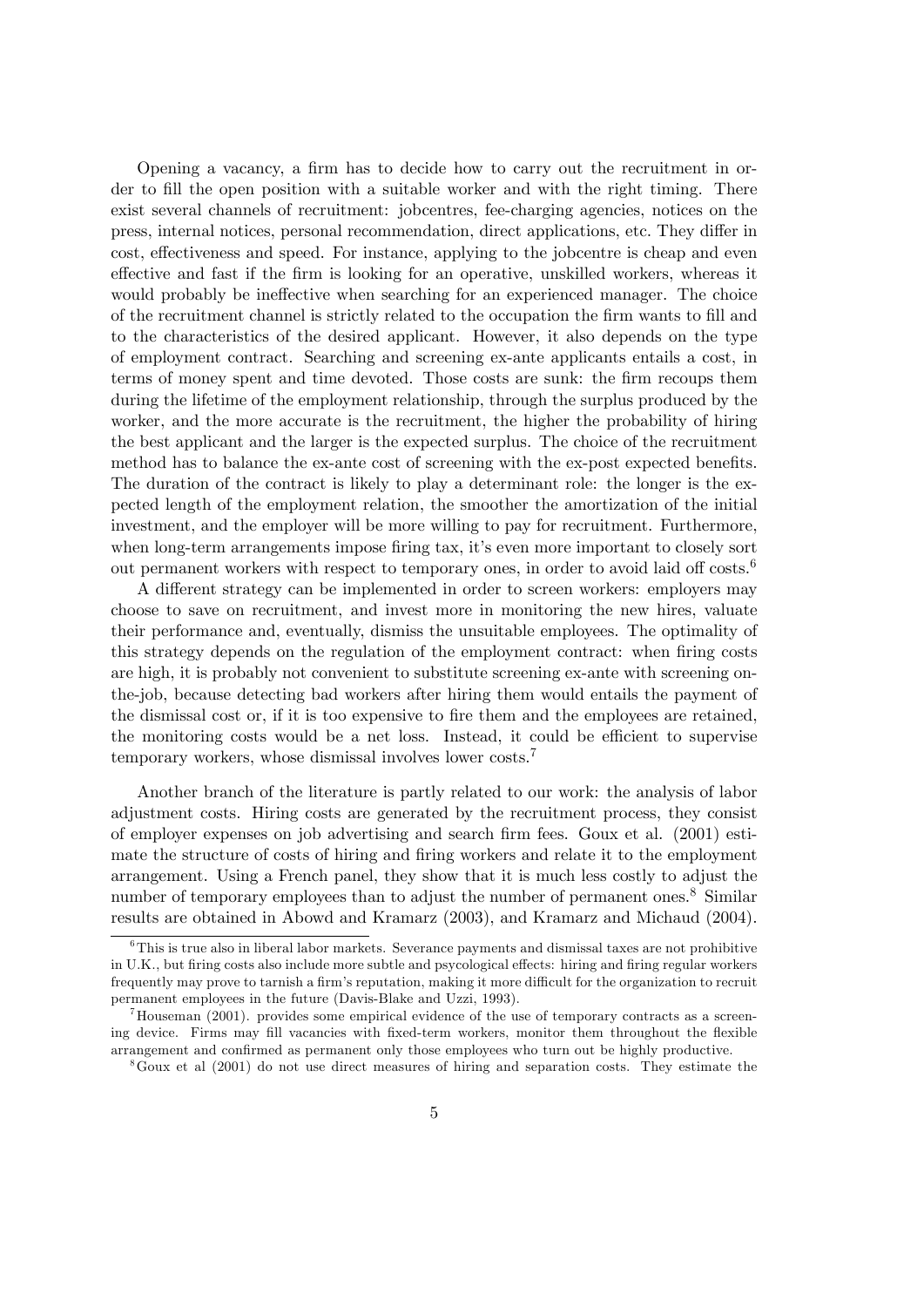Opening a vacancy, a firm has to decide how to carry out the recruitment in order to fill the open position with a suitable worker and with the right timing. There exist several channels of recruitment: jobcentres, fee-charging agencies, notices on the press, internal notices, personal recommendation, direct applications, etc. They differ in cost, effectiveness and speed. For instance, applying to the jobcentre is cheap and even effective and fast if the firm is looking for an operative, unskilled workers, whereas it would probably be ineffective when searching for an experienced manager. The choice of the recruitment channel is strictly related to the occupation the firm wants to fill and to the characteristics of the desired applicant. However, it also depends on the type of employment contract. Searching and screening ex-ante applicants entails a cost, in terms of money spent and time devoted. Those costs are sunk: the firm recoups them during the lifetime of the employment relationship, through the surplus produced by the worker, and the more accurate is the recruitment, the higher the probability of hiring the best applicant and the larger is the expected surplus. The choice of the recruitment method has to balance the ex-ante cost of screening with the ex-post expected benefits. The duration of the contract is likely to play a determinant role: the longer is the expected length of the employment relation, the smoother the amortization of the initial investment, and the employer will be more willing to pay for recruitment. Furthermore, when long-term arrangements impose firing tax, it's even more important to closely sort out permanent workers with respect to temporary ones, in order to avoid laid off costs.[6]

A different strategy can be implemented in order to screen workers: employers may choose to save on recruitment, and invest more in monitoring the new hires, valuate their performance and, eventually, dismiss the unsuitable employees. The optimality of this strategy depends on the regulation of the employment contract: when firing costs are high, it is probably not convenient to substitute screening ex-ante with screening on-the-job, because detecting bad workers after hiring them would entails the payment of the dismissal cost or, if it is too expensive to fire them and the employees are retained, the monitoring costs would be a net loss. Instead, it could be efficient to supervise temporary workers, whose dismissal involves lower costs.[7]

Another branch of the literature is partly related to our work: the analysis of labor adjustment costs. Hiring costs are generated by the recruitment process, they consist of employer expenses on job advertising and search firm fees. Goux et al. (2001) estimate the structure of costs of hiring and firing workers and relate it to the employment arrangement. Using a French panel, they show that it is much less costly to adjust the number of temporary employees than to adjust the number of permanent ones.[8] Similar results are obtained in Abowd and Kramarz (2003), and Kramarz and Michaud (2004).

[6] This is true also in liberal labor markets. Severance payments and dismissal taxes are not prohibitive in U.K., but firing costs also include more subtle and psycological effects: hiring and firing regular workers frequently may prove to tarnish a firm's reputation, making it more difficult for the organization to recruit permanent employees in the future (Davis-Blake and Uzzi, 1993).

[7] Houseman (2001). provides some empirical evidence of the use of temporary contracts as a screening device. Firms may fill vacancies with fixed-term workers, monitor them throughout the flexible arrangement and confirmed as permanent only those employees who turn out be highly productive.

[8] Goux et al (2001) do not use direct measures of hiring and separation costs. They estimate the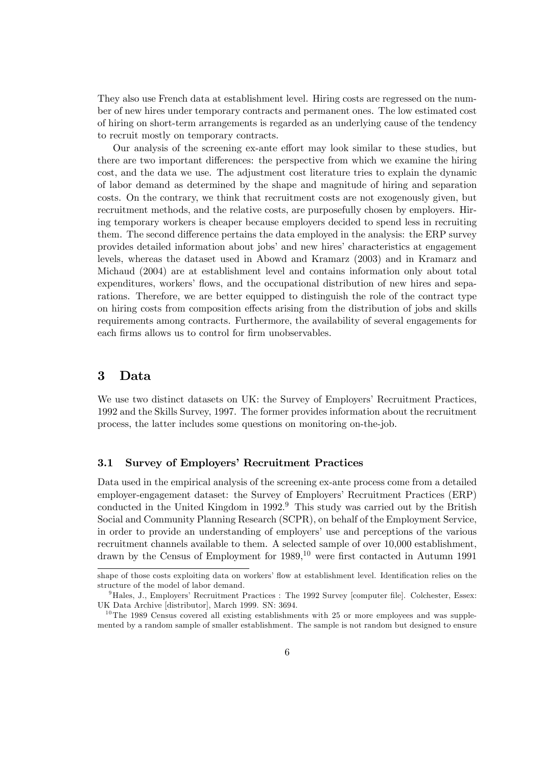They also use French data at establishment level. Hiring costs are regressed on the number of new hires under temporary contracts and permanent ones. The low estimated cost of hiring on short-term arrangements is regarded as an underlying cause of the tendency to recruit mostly on temporary contracts.

Our analysis of the screening ex-ante effort may look similar to these studies, but there are two important differences: the perspective from which we examine the hiring cost, and the data we use. The adjustment cost literature tries to explain the dynamic of labor demand as determined by the shape and magnitude of hiring and separation costs. On the contrary, we think that recruitment costs are not exogenously given, but recruitment methods, and the relative costs, are purposefully chosen by employers. Hiring temporary workers is cheaper because employers decided to spend less in recruiting them. The second difference pertains the data employed in the analysis: the ERP survey provides detailed information about jobs' and new hires' characteristics at engagement levels, whereas the dataset used in Abowd and Kramarz (2003) and in Kramarz and Michaud (2004) are at establishment level and contains information only about total expenditures, workers' flows, and the occupational distribution of new hires and separations. Therefore, we are better equipped to distinguish the role of the contract type on hiring costs from composition effects arising from the distribution of jobs and skills requirements among contracts. Furthermore, the availability of several engagements for each firms allows us to control for firm unobservables.

# 3 Data

We use two distinct datasets on UK: the Survey of Employers' Recruitment Practices, 1992 and the Skills Survey, 1997. The former provides information about the recruitment process, the latter includes some questions on monitoring on-the-job.

## 3.1 Survey of Employers' Recruitment Practices

Data used in the empirical analysis of the screening ex-ante process come from a detailed employer-engagement dataset: the Survey of Employers' Recruitment Practices (ERP) conducted in the United Kingdom in 1992.[9] This study was carried out by the British Social and Community Planning Research (SCPR), on behalf of the Employment Service, in order to provide an understanding of employers' use and perceptions of the various recruitment channels available to them. A selected sample of over 10,000 establishment, drawn by the Census of Employment for 1989,[10] were first contacted in Autumn 1991

---

shape of those costs exploiting data on workers' flow at establishment level. Identification relies on the structure of the model of labor demand.

[9] Hales, J., Employers' Recruitment Practices : The 1992 Survey [computer file]. Colchester, Essex: UK Data Archive [distributor], March 1999. SN: 3694.

[10] The 1989 Census covered all existing establishments with 25 or more employees and was supplemented by a random sample of smaller establishment. The sample is not random but designed to ensure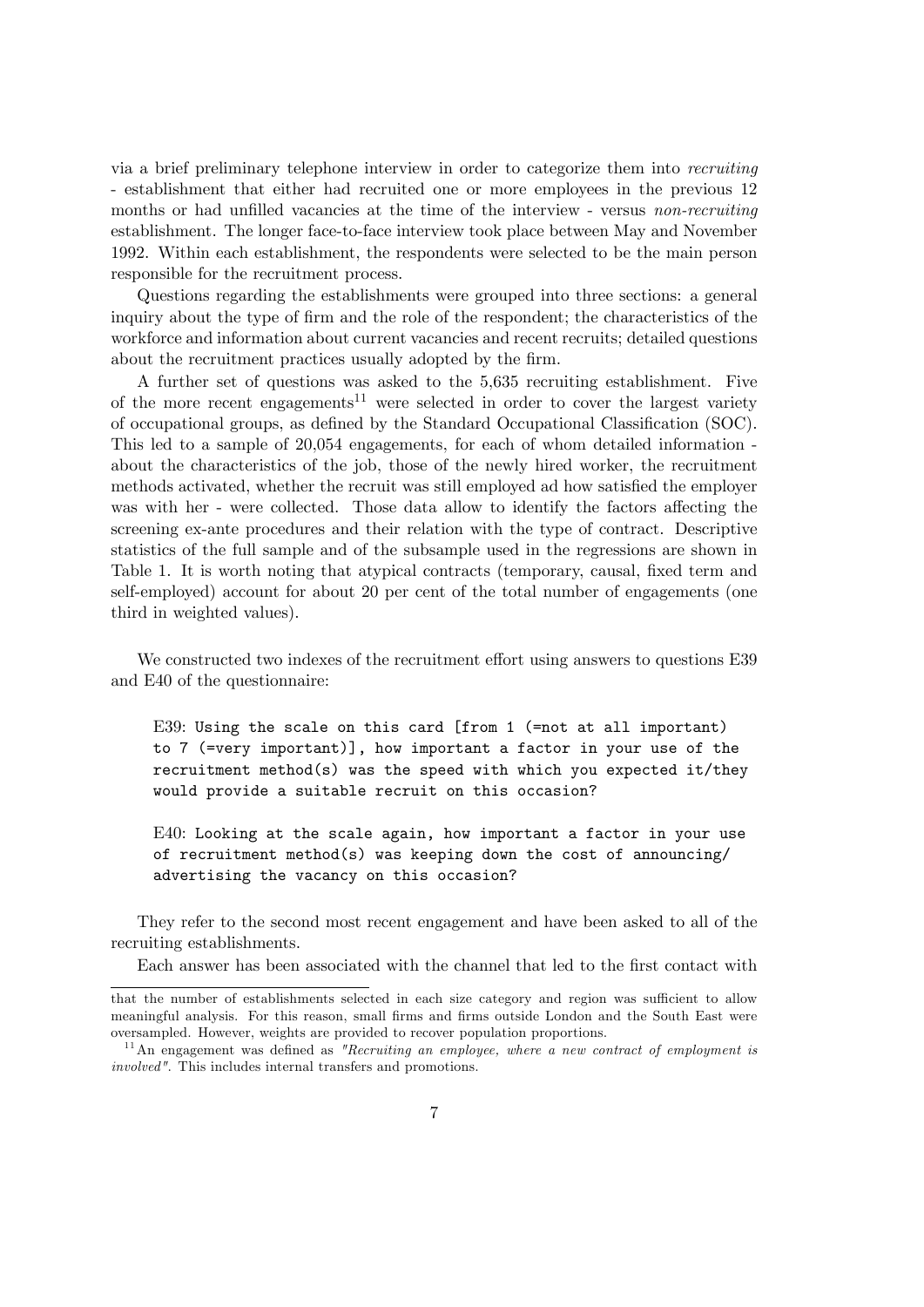via a brief preliminary telephone interview in order to categorize them into *recruiting* - establishment that either had recruited one or more employees in the previous 12 months or had unfilled vacancies at the time of the interview - versus *non-recruiting* establishment. The longer face-to-face interview took place between May and November 1992. Within each establishment, the respondents were selected to be the main person responsible for the recruitment process.

Questions regarding the establishments were grouped into three sections: a general inquiry about the type of firm and the role of the respondent; the characteristics of the workforce and information about current vacancies and recent recruits; detailed questions about the recruitment practices usually adopted by the firm.

A further set of questions was asked to the 5,635 recruiting establishment. Five of the more recent engagements[11] were selected in order to cover the largest variety of occupational groups, as defined by the Standard Occupational Classification (SOC). This led to a sample of 20,054 engagements, for each of whom detailed information - about the characteristics of the job, those of the newly hired worker, the recruitment methods activated, whether the recruit was still employed ad how satisfied the employer was with her - were collected. Those data allow to identify the factors affecting the screening ex-ante procedures and their relation with the type of contract. Descriptive statistics of the full sample and of the subsample used in the regressions are shown in Table 1. It is worth noting that atypical contracts (temporary, causal, fixed term and self-employed) account for about 20 per cent of the total number of engagements (one third in weighted values).

We constructed two indexes of the recruitment effort using answers to questions E39 and E40 of the questionnaire:

> E39: `Using the scale on this card [from 1 (=not at all important) to 7 (=very important)], how important a factor in your use of the recruitment method(s) was the speed with which you expected it/they would provide a suitable recruit on this occasion?`
>
> E40: `Looking at the scale again, how important a factor in your use of recruitment method(s) was keeping down the cost of announcing/advertising the vacancy on this occasion?`

They refer to the second most recent engagement and have been asked to all of the recruiting establishments.

Each answer has been associated with the channel that led to the first contact with

---

that the number of establishments selected in each size category and region was sufficient to allow meaningful analysis. For this reason, small firms and firms outside London and the South East were oversampled. However, weights are provided to recover population proportions.

[11] An engagement was defined as *"Recruiting an employee, where a new contract of employment is involved"*. This includes internal transfers and promotions.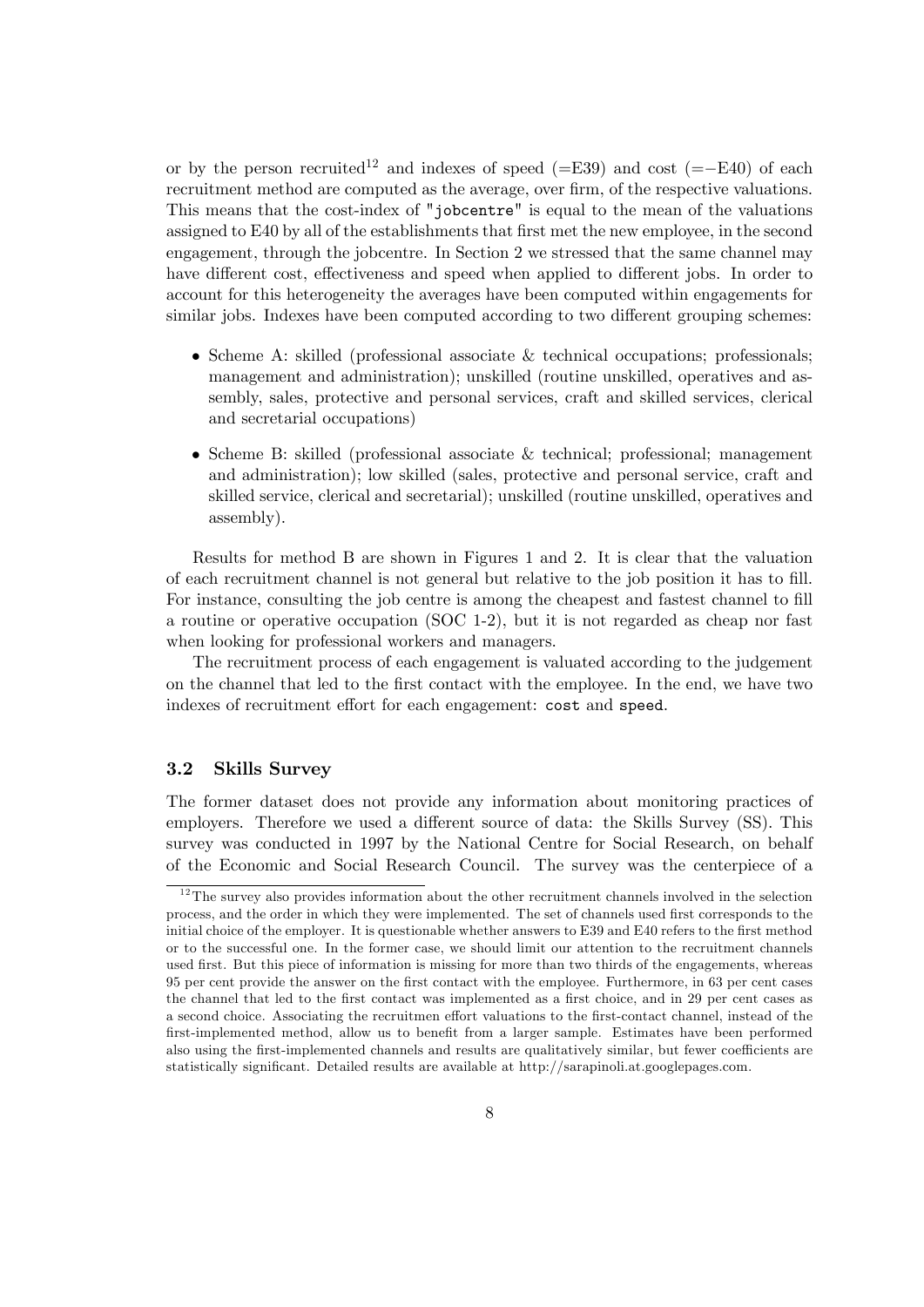or by the person recruited[12] and indexes of speed (=E39) and cost (=−E40) of each recruitment method are computed as the average, over firm, of the respective valuations. This means that the cost-index of "jobcentre" is equal to the mean of the valuations assigned to E40 by all of the establishments that first met the new employee, in the second engagement, through the jobcentre. In Section 2 we stressed that the same channel may have different cost, effectiveness and speed when applied to different jobs. In order to account for this heterogeneity the averages have been computed within engagements for similar jobs. Indexes have been computed according to two different grouping schemes:

- Scheme A: skilled (professional associate & technical occupations; professionals; management and administration); unskilled (routine unskilled, operatives and assembly, sales, protective and personal services, craft and skilled services, clerical and secretarial occupations)
- Scheme B: skilled (professional associate & technical; professional; management and administration); low skilled (sales, protective and personal service, craft and skilled service, clerical and secretarial); unskilled (routine unskilled, operatives and assembly).

Results for method B are shown in Figures 1 and 2. It is clear that the valuation of each recruitment channel is not general but relative to the job position it has to fill. For instance, consulting the job centre is among the cheapest and fastest channel to fill a routine or operative occupation (SOC 1-2), but it is not regarded as cheap nor fast when looking for professional workers and managers.

The recruitment process of each engagement is valuated according to the judgement on the channel that led to the first contact with the employee. In the end, we have two indexes of recruitment effort for each engagement: `cost` and `speed`.

### 3.2 Skills Survey

The former dataset does not provide any information about monitoring practices of employers. Therefore we used a different source of data: the Skills Survey (SS). This survey was conducted in 1997 by the National Centre for Social Research, on behalf of the Economic and Social Research Council. The survey was the centerpiece of a

[12] The survey also provides information about the other recruitment channels involved in the selection process, and the order in which they were implemented. The set of channels used first corresponds to the initial choice of the employer. It is questionable whether answers to E39 and E40 refers to the first method or to the successful one. In the former case, we should limit our attention to the recruitment channels used first. But this piece of information is missing for more than two thirds of the engagements, whereas 95 per cent provide the answer on the first contact with the employee. Furthermore, in 63 per cent cases the channel that led to the first contact was implemented as a first choice, and in 29 per cent cases as a second choice. Associating the recruitmen effort valuations to the first-contact channel, instead of the first-implemented method, allow us to benefit from a larger sample. Estimates have been performed also using the first-implemented channels and results are qualitatively similar, but fewer coefficients are statistically significant. Detailed results are available at http://sarapinoli.at.googlepages.com.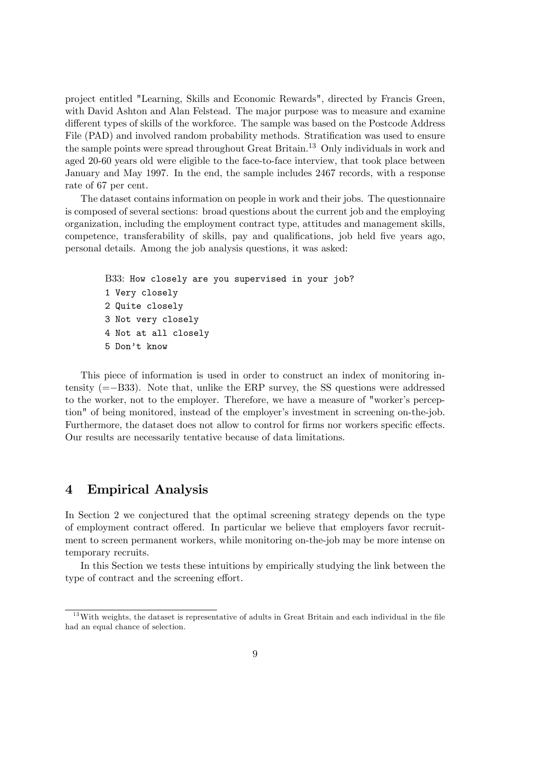project entitled "Learning, Skills and Economic Rewards", directed by Francis Green, with David Ashton and Alan Felstead. The major purpose was to measure and examine different types of skills of the workforce. The sample was based on the Postcode Address File (PAD) and involved random probability methods. Stratification was used to ensure the sample points were spread throughout Great Britain.[13] Only individuals in work and aged 20-60 years old were eligible to the face-to-face interview, that took place between January and May 1997. In the end, the sample includes 2467 records, with a response rate of 67 per cent.

The dataset contains information on people in work and their jobs. The questionnaire is composed of several sections: broad questions about the current job and the employing organization, including the employment contract type, attitudes and management skills, competence, transferability of skills, pay and qualifications, job held five years ago, personal details. Among the job analysis questions, it was asked:

```
B33: How closely are you supervised in your job?
1 Very closely
2 Quite closely
3 Not very closely
4 Not at all closely
5 Don't know
```

This piece of information is used in order to construct an index of monitoring intensity ($=-$B33). Note that, unlike the ERP survey, the SS questions were addressed to the worker, not to the employer. Therefore, we have a measure of "worker's perception" of being monitored, instead of the employer's investment in screening on-the-job. Furthermore, the dataset does not allow to control for firms nor workers specific effects. Our results are necessarily tentative because of data limitations.

# 4 Empirical Analysis

In Section 2 we conjectured that the optimal screening strategy depends on the type of employment contract offered. In particular we believe that employers favor recruitment to screen permanent workers, while monitoring on-the-job may be more intense on temporary recruits.

In this Section we tests these intuitions by empirically studying the link between the type of contract and the screening effort.

[13] With weights, the dataset is representative of adults in Great Britain and each individual in the file had an equal chance of selection.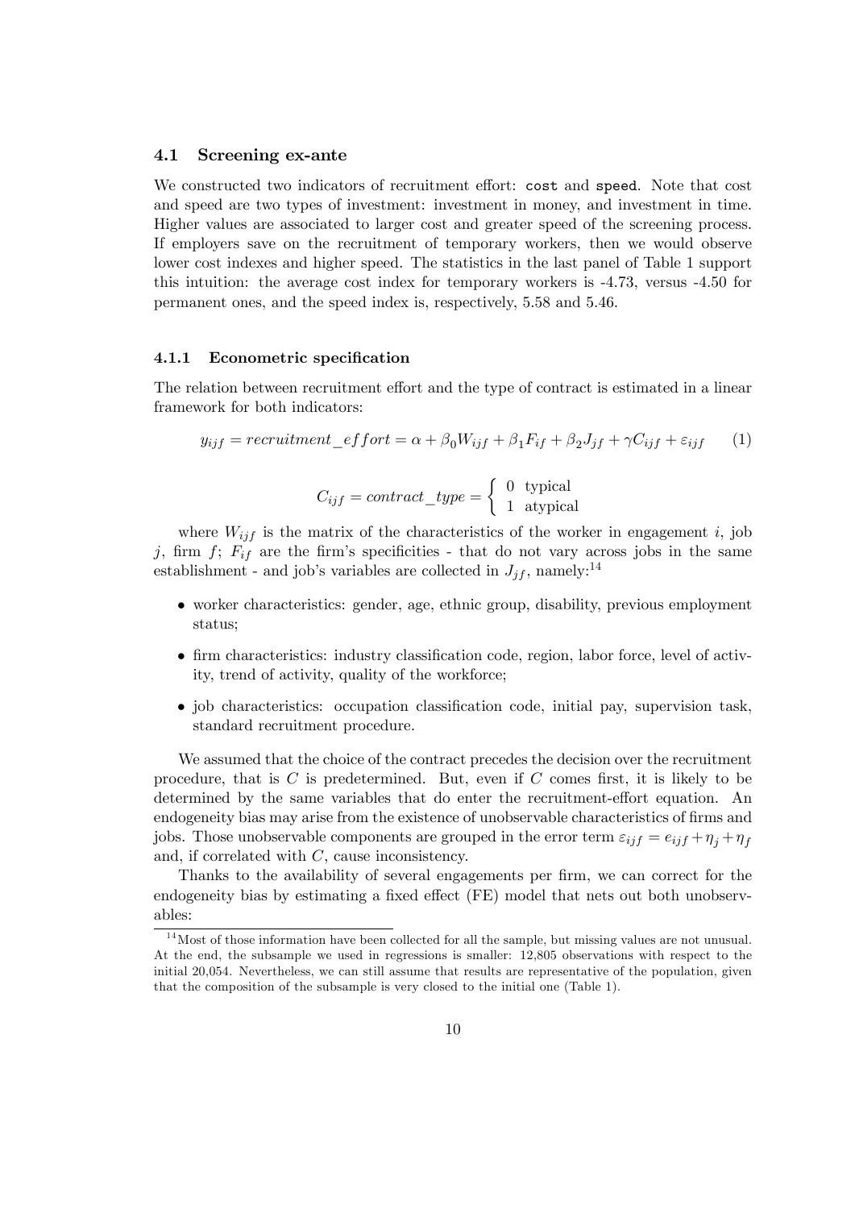### 4.1 Screening ex-ante

We constructed two indicators of recruitment effort: `cost` and `speed`. Note that cost and speed are two types of investment: investment in money, and investment in time. Higher values are associated to larger cost and greater speed of the screening process. If employers save on the recruitment of temporary workers, then we would observe lower cost indexes and higher speed. The statistics in the last panel of Table 1 support this intuition: the average cost index for temporary workers is -4.73, versus -4.50 for permanent ones, and the speed index is, respectively, 5.58 and 5.46.

#### 4.1.1 Econometric specification

The relation between recruitment effort and the type of contract is estimated in a linear framework for both indicators:

$$y_{ijf} = recruitment\_effort = \alpha + \beta_0 W_{ijf} + \beta_1 F_{if} + \beta_2 J_{jf} + \gamma C_{ijf} + \varepsilon_{ijf} \qquad (1)$$

$$C_{ijf} = contract\_type = \begin{cases} 0 & \text{typical} \\ 1 & \text{atypical} \end{cases}$$

where $W_{ijf}$ is the matrix of the characteristics of the worker in engagement $i$, job $j$, firm $f$; $F_{if}$ are the firm's specificities - that do not vary across jobs in the same establishment - and job's variables are collected in $J_{jf}$, namely:[14]

- worker characteristics: gender, age, ethnic group, disability, previous employment status;
- firm characteristics: industry classification code, region, labor force, level of activity, trend of activity, quality of the workforce;
- job characteristics: occupation classification code, initial pay, supervision task, standard recruitment procedure.

We assumed that the choice of the contract precedes the decision over the recruitment procedure, that is $C$ is predetermined. But, even if $C$ comes first, it is likely to be determined by the same variables that do enter the recruitment-effort equation. An endogeneity bias may arise from the existence of unobservable characteristics of firms and jobs. Those unobservable components are grouped in the error term $\varepsilon_{ijf} = e_{ijf} + \eta_j + \eta_f$ and, if correlated with $C$, cause inconsistency.

Thanks to the availability of several engagements per firm, we can correct for the endogeneity bias by estimating a fixed effect (FE) model that nets out both unobservables:

[14] Most of those information have been collected for all the sample, but missing values are not unusual. At the end, the subsample we used in regressions is smaller: 12,805 observations with respect to the initial 20,054. Nevertheless, we can still assume that results are representative of the population, given that the composition of the subsample is very closed to the initial one (Table 1).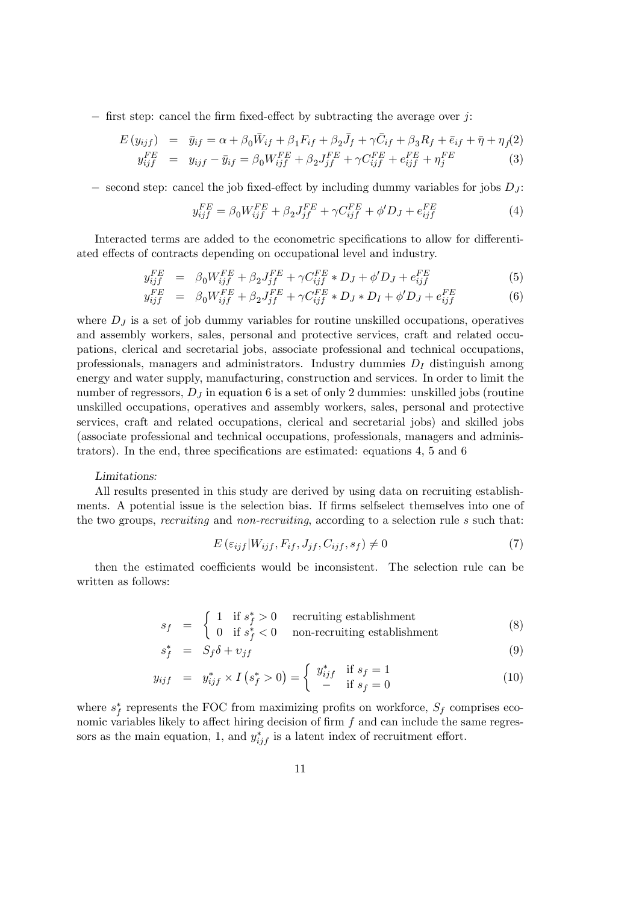– first step: cancel the firm fixed-effect by subtracting the average over $j$:

$$E\left(y_{ijf}\right) = \bar{y}_{if} = \alpha + \beta_0 \bar{W}_{if} + \beta_1 F_{if} + \beta_2 \bar{J}_f + \gamma \bar{C}_{if} + \beta_3 R_f + \bar{e}_{if} + \bar{\eta} + \eta_f \quad (2)$$

$$y_{ijf}^{FE} = y_{ijf} - \bar{y}_{if} = \beta_0 W_{ijf}^{FE} + \beta_2 J_{jf}^{FE} + \gamma C_{ijf}^{FE} + e_{ijf}^{FE} + \eta_j^{FE} \quad (3)$$

– second step: cancel the job fixed-effect by including dummy variables for jobs $D_J$:

$$y_{ijf}^{FE} = \beta_0 W_{ijf}^{FE} + \beta_2 J_{jf}^{FE} + \gamma C_{ijf}^{FE} + \phi' D_J + e_{ijf}^{FE} \quad (4)$$

Interacted terms are added to the econometric specifications to allow for differentiated effects of contracts depending on occupational level and industry.

$$y_{ijf}^{FE} = \beta_0 W_{ijf}^{FE} + \beta_2 J_{jf}^{FE} + \gamma C_{ijf}^{FE} * D_J + \phi' D_J + e_{ijf}^{FE} \quad (5)$$

$$y_{ijf}^{FE} = \beta_0 W_{ijf}^{FE} + \beta_2 J_{jf}^{FE} + \gamma C_{ijf}^{FE} * D_J * D_I + \phi' D_J + e_{ijf}^{FE} \quad (6)$$

where $D_J$ is a set of job dummy variables for routine unskilled occupations, operatives and assembly workers, sales, personal and protective services, craft and related occupations, clerical and secretarial jobs, associate professional and technical occupations, professionals, managers and administrators. Industry dummies $D_I$ distinguish among energy and water supply, manufacturing, construction and services. In order to limit the number of regressors, $D_J$ in equation 6 is a set of only 2 dummies: unskilled jobs (routine unskilled occupations, operatives and assembly workers, sales, personal and protective services, craft and related occupations, clerical and secretarial jobs) and skilled jobs (associate professional and technical occupations, professionals, managers and administrators). In the end, three specifications are estimated: equations 4, 5 and 6

*Limitations:*

All results presented in this study are derived by using data on recruiting establishments. A potential issue is the selection bias. If firms selfselect themselves into one of the two groups, *recruiting* and *non-recruiting*, according to a selection rule $s$ such that:

$$E\left(\varepsilon_{ijf} | W_{ijf}, F_{if}, J_{jf}, C_{ijf}, s_f\right) \neq 0 \quad (7)$$

then the estimated coefficients would be inconsistent. The selection rule can be written as follows:

$$s_f = \begin{cases} 1 & \text{if } s_f^* > 0 \quad \text{recruiting establishment} \\ 0 & \text{if } s_f^* < 0 \quad \text{non-recruiting establishment} \end{cases} \quad (8)$$

$$s_f^* = S_f \delta + \upsilon_{jf} \quad (9)$$

$$y_{ijf} = y_{ijf}^* \times I\left(s_f^* > 0\right) = \begin{cases} y_{ijf}^* & \text{if } s_f = 1 \\ - & \text{if } s_f = 0 \end{cases} \quad (10)$$

where $s_f^*$ represents the FOC from maximizing profits on workforce, $S_f$ comprises economic variables likely to affect hiring decision of firm $f$ and can include the same regressors as the main equation, 1, and $y_{ijf}^*$ is a latent index of recruitment effort.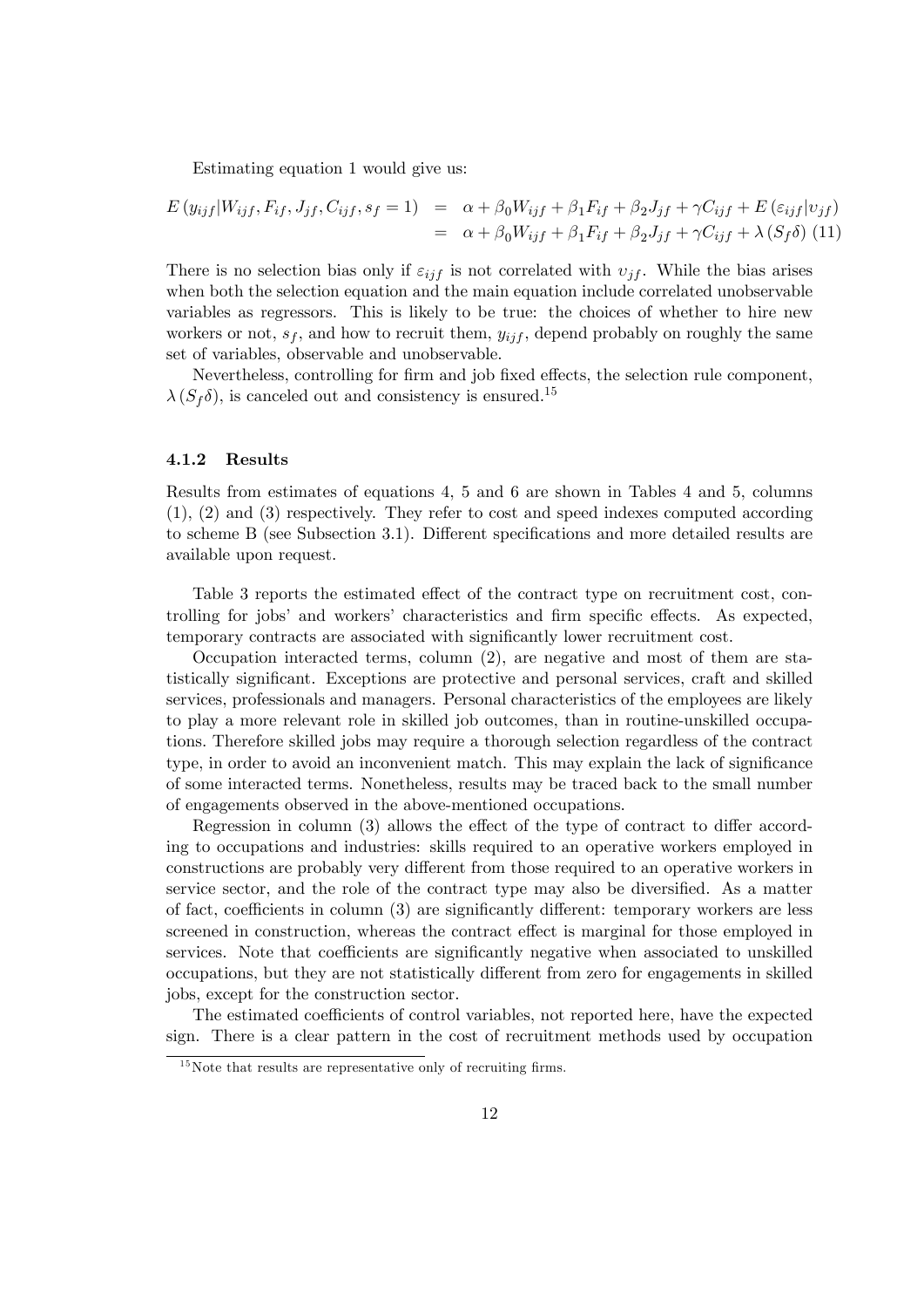Estimating equation 1 would give us:

$$
\begin{aligned}
E\left(y_{ijf}|W_{ijf}, F_{if}, J_{jf}, C_{ijf}, s_f = 1\right) &= \alpha + \beta_0 W_{ijf} + \beta_1 F_{if} + \beta_2 J_{jf} + \gamma C_{ijf} + E\left(\varepsilon_{ijf}|\upsilon_{jf}\right) \\
&= \alpha + \beta_0 W_{ijf} + \beta_1 F_{if} + \beta_2 J_{jf} + \gamma C_{ijf} + \lambda\left(S_f \delta\right) \quad (11)
\end{aligned}
$$

There is no selection bias only if $\varepsilon_{ijf}$ is not correlated with $\upsilon_{jf}$. While the bias arises when both the selection equation and the main equation include correlated unobservable variables as regressors. This is likely to be true: the choices of whether to hire new workers or not, $s_f$, and how to recruit them, $y_{ijf}$, depend probably on roughly the same set of variables, observable and unobservable.

Nevertheless, controlling for firm and job fixed effects, the selection rule component, $\lambda\left(S_f \delta\right)$, is canceled out and consistency is ensured.[15]

### 4.1.2 Results

Results from estimates of equations 4, 5 and 6 are shown in Tables 4 and 5, columns (1), (2) and (3) respectively. They refer to cost and speed indexes computed according to scheme B (see Subsection 3.1). Different specifications and more detailed results are available upon request.

Table 3 reports the estimated effect of the contract type on recruitment cost, controlling for jobs' and workers' characteristics and firm specific effects. As expected, temporary contracts are associated with significantly lower recruitment cost.

Occupation interacted terms, column (2), are negative and most of them are statistically significant. Exceptions are protective and personal services, craft and skilled services, professionals and managers. Personal characteristics of the employees are likely to play a more relevant role in skilled job outcomes, than in routine-unskilled occupations. Therefore skilled jobs may require a thorough selection regardless of the contract type, in order to avoid an inconvenient match. This may explain the lack of significance of some interacted terms. Nonetheless, results may be traced back to the small number of engagements observed in the above-mentioned occupations.

Regression in column (3) allows the effect of the type of contract to differ according to occupations and industries: skills required to an operative workers employed in constructions are probably very different from those required to an operative workers in service sector, and the role of the contract type may also be diversified. As a matter of fact, coefficients in column (3) are significantly different: temporary workers are less screened in construction, whereas the contract effect is marginal for those employed in services. Note that coefficients are significantly negative when associated to unskilled occupations, but they are not statistically different from zero for engagements in skilled jobs, except for the construction sector.

The estimated coefficients of control variables, not reported here, have the expected sign. There is a clear pattern in the cost of recruitment methods used by occupation

[15] Note that results are representative only of recruiting firms.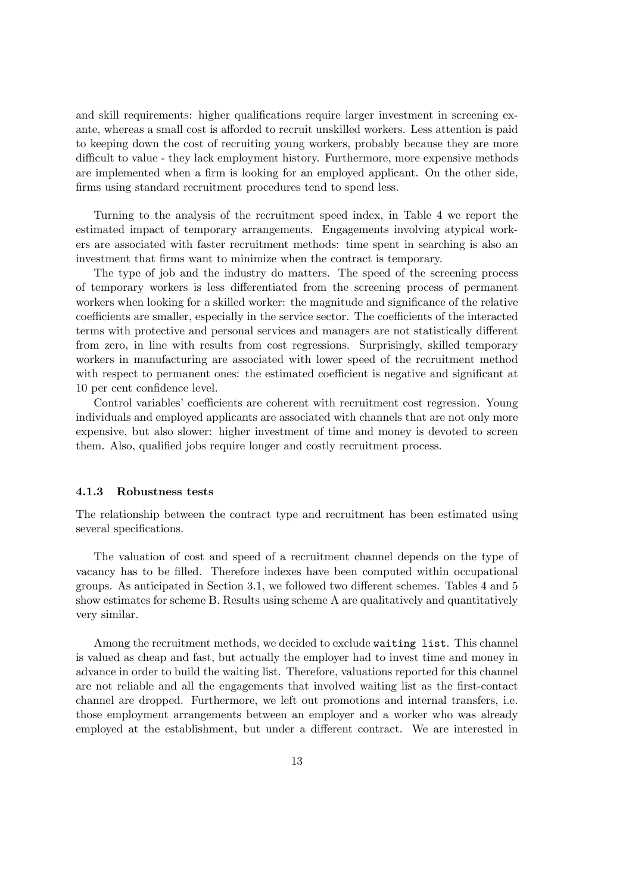and skill requirements: higher qualifications require larger investment in screening ex-ante, whereas a small cost is afforded to recruit unskilled workers. Less attention is paid to keeping down the cost of recruiting young workers, probably because they are more difficult to value - they lack employment history. Furthermore, more expensive methods are implemented when a firm is looking for an employed applicant. On the other side, firms using standard recruitment procedures tend to spend less.

Turning to the analysis of the recruitment speed index, in Table 4 we report the estimated impact of temporary arrangements. Engagements involving atypical workers are associated with faster recruitment methods: time spent in searching is also an investment that firms want to minimize when the contract is temporary.

The type of job and the industry do matters. The speed of the screening process of temporary workers is less differentiated from the screening process of permanent workers when looking for a skilled worker: the magnitude and significance of the relative coefficients are smaller, especially in the service sector. The coefficients of the interacted terms with protective and personal services and managers are not statistically different from zero, in line with results from cost regressions. Surprisingly, skilled temporary workers in manufacturing are associated with lower speed of the recruitment method with respect to permanent ones: the estimated coefficient is negative and significant at 10 per cent confidence level.

Control variables' coefficients are coherent with recruitment cost regression. Young individuals and employed applicants are associated with channels that are not only more expensive, but also slower: higher investment of time and money is devoted to screen them. Also, qualified jobs require longer and costly recruitment process.

#### 4.1.3 Robustness tests

The relationship between the contract type and recruitment has been estimated using several specifications.

The valuation of cost and speed of a recruitment channel depends on the type of vacancy has to be filled. Therefore indexes have been computed within occupational groups. As anticipated in Section 3.1, we followed two different schemes. Tables 4 and 5 show estimates for scheme B. Results using scheme A are qualitatively and quantitatively very similar.

Among the recruitment methods, we decided to exclude `waiting list`. This channel is valued as cheap and fast, but actually the employer had to invest time and money in advance in order to build the waiting list. Therefore, valuations reported for this channel are not reliable and all the engagements that involved waiting list as the first-contact channel are dropped. Furthermore, we left out promotions and internal transfers, i.e. those employment arrangements between an employer and a worker who was already employed at the establishment, but under a different contract. We are interested in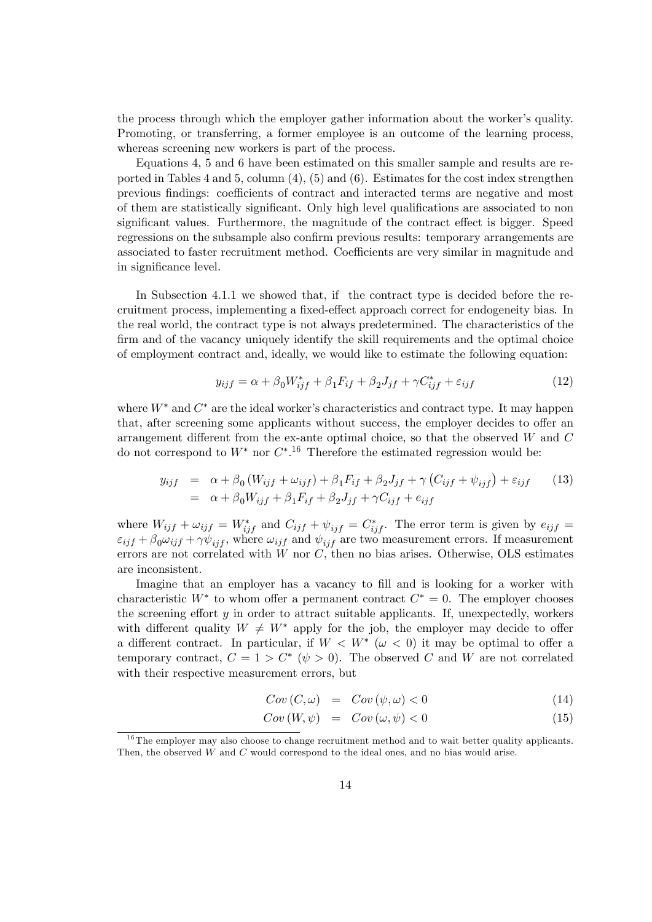the process through which the employer gather information about the worker's quality. Promoting, or transferring, a former employee is an outcome of the learning process, whereas screening new workers is part of the process.

Equations 4, 5 and 6 have been estimated on this smaller sample and results are reported in Tables 4 and 5, column (4), (5) and (6). Estimates for the cost index strengthen previous findings: coefficients of contract and interacted terms are negative and most of them are statistically significant. Only high level qualifications are associated to non significant values. Furthermore, the magnitude of the contract effect is bigger. Speed regressions on the subsample also confirm previous results: temporary arrangements are associated to faster recruitment method. Coefficients are very similar in magnitude and in significance level.

In Subsection 4.1.1 we showed that, if the contract type is decided before the recruitment process, implementing a fixed-effect approach correct for endogeneity bias. In the real world, the contract type is not always predetermined. The characteristics of the firm and of the vacancy uniquely identify the skill requirements and the optimal choice of employment contract and, ideally, we would like to estimate the following equation:

$$y_{ijf} = \alpha + \beta_0 W^*_{ijf} + \beta_1 F_{if} + \beta_2 J_{jf} + \gamma C^*_{ijf} + \varepsilon_{ijf} \tag{12}$$

where $W^*$ and $C^*$ are the ideal worker's characteristics and contract type. It may happen that, after screening some applicants without success, the employer decides to offer an arrangement different from the ex-ante optimal choice, so that the observed $W$ and $C$ do not correspond to $W^*$ nor $C^*$.[16] Therefore the estimated regression would be:

$$\begin{aligned} y_{ijf} &= \alpha + \beta_0 \left(W_{ijf} + \omega_{ijf}\right) + \beta_1 F_{if} + \beta_2 J_{jf} + \gamma \left(C_{ijf} + \psi_{ijf}\right) + \varepsilon_{ijf} \\ &= \alpha + \beta_0 W_{ijf} + \beta_1 F_{if} + \beta_2 J_{jf} + \gamma C_{ijf} + e_{ijf} \end{aligned} \tag{13}$$

where $W_{ijf} + \omega_{ijf} = W^*_{ijf}$ and $C_{ijf} + \psi_{ijf} = C^*_{ijf}$. The error term is given by $e_{ijf} = \varepsilon_{ijf} + \beta_0 \omega_{ijf} + \gamma \psi_{ijf}$, where $\omega_{ijf}$ and $\psi_{ijf}$ are two measurement errors. If measurement errors are not correlated with $W$ nor $C$, then no bias arises. Otherwise, OLS estimates are inconsistent.

Imagine that an employer has a vacancy to fill and is looking for a worker with characteristic $W^*$ to whom offer a permanent contract $C^* = 0$. The employer chooses the screening effort $y$ in order to attract suitable applicants. If, unexpectedly, workers with different quality $W \neq W^*$ apply for the job, the employer may decide to offer a different contract. In particular, if $W < W^*$ ($\omega < 0$) it may be optimal to offer a temporary contract, $C = 1 > C^*$ ($\psi > 0$). The observed $C$ and $W$ are not correlated with their respective measurement errors, but

$$Cov\left(C, \omega\right) = Cov\left(\psi, \omega\right) < 0 \tag{14}$$

$$Cov\left(W, \psi\right) = Cov\left(\omega, \psi\right) < 0 \tag{15}$$

[16] The employer may also choose to change recruitment method and to wait better quality applicants. Then, the observed $W$ and $C$ would correspond to the ideal ones, and no bias would arise.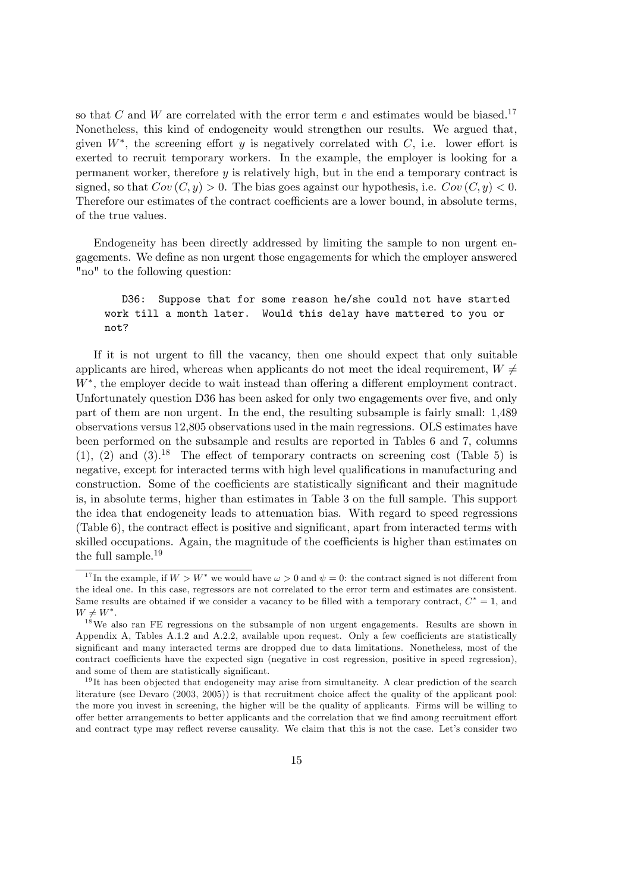so that $C$ and $W$ are correlated with the error term $e$ and estimates would be biased.[17] Nonetheless, this kind of endogeneity would strengthen our results. We argued that, given $W^*$, the screening effort $y$ is negatively correlated with $C$, i.e. lower effort is exerted to recruit temporary workers. In the example, the employer is looking for a permanent worker, therefore $y$ is relatively high, but in the end a temporary contract is signed, so that $Cov(C, y) > 0$. The bias goes against our hypothesis, i.e. $Cov(C, y) < 0$. Therefore our estimates of the contract coefficients are a lower bound, in absolute terms, of the true values.

Endogeneity has been directly addressed by limiting the sample to non urgent engagements. We define as non urgent those engagements for which the employer answered "no" to the following question:

```
D36: Suppose that for some reason he/she could not have started
work till a month later. Would this delay have mattered to you or
not?
```

If it is not urgent to fill the vacancy, then one should expect that only suitable applicants are hired, whereas when applicants do not meet the ideal requirement, $W \neq W^*$, the employer decide to wait instead than offering a different employment contract. Unfortunately question D36 has been asked for only two engagements over five, and only part of them are non urgent. In the end, the resulting subsample is fairly small: 1,489 observations versus 12,805 observations used in the main regressions. OLS estimates have been performed on the subsample and results are reported in Tables 6 and 7, columns (1), (2) and (3).[18] The effect of temporary contracts on screening cost (Table 5) is negative, except for interacted terms with high level qualifications in manufacturing and construction. Some of the coefficients are statistically significant and their magnitude is, in absolute terms, higher than estimates in Table 3 on the full sample. This support the idea that endogeneity leads to attenuation bias. With regard to speed regressions (Table 6), the contract effect is positive and significant, apart from interacted terms with skilled occupations. Again, the magnitude of the coefficients is higher than estimates on the full sample.[19]

[17] In the example, if $W > W^*$ we would have $\omega > 0$ and $\psi = 0$: the contract signed is not different from the ideal one. In this case, regressors are not correlated to the error term and estimates are consistent. Same results are obtained if we consider a vacancy to be filled with a temporary contract, $C^* = 1$, and $W \neq W^*$.

[18] We also ran FE regressions on the subsample of non urgent engagements. Results are shown in Appendix A, Tables A.1.2 and A.2.2, available upon request. Only a few coefficients are statistically significant and many interacted terms are dropped due to data limitations. Nonetheless, most of the contract coefficients have the expected sign (negative in cost regression, positive in speed regression), and some of them are statistically significant.

[19] It has been objected that endogeneity may arise from simultaneity. A clear prediction of the search literature (see Devaro (2003, 2005)) is that recruitment choice affect the quality of the applicant pool: the more you invest in screening, the higher will be the quality of applicants. Firms will be willing to offer better arrangements to better applicants and the correlation that we find among recruitment effort and contract type may reflect reverse causality. We claim that this is not the case. Let's consider two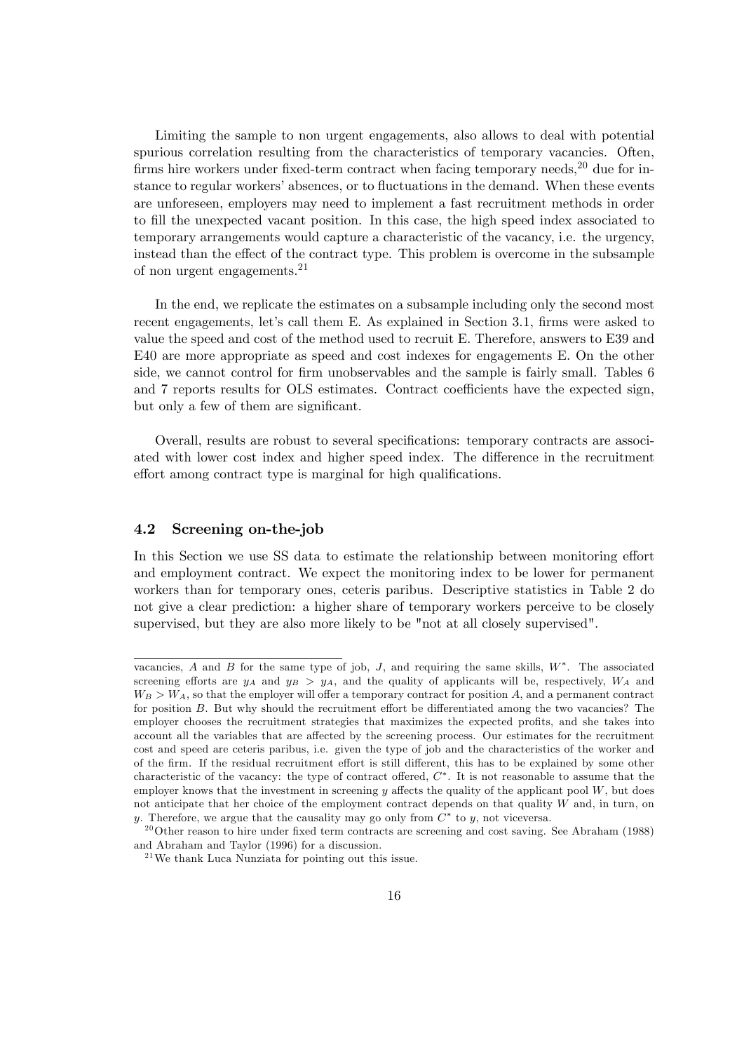Limiting the sample to non urgent engagements, also allows to deal with potential spurious correlation resulting from the characteristics of temporary vacancies. Often, firms hire workers under fixed-term contract when facing temporary needs,[20] due for instance to regular workers' absences, or to fluctuations in the demand. When these events are unforeseen, employers may need to implement a fast recruitment methods in order to fill the unexpected vacant position. In this case, the high speed index associated to temporary arrangements would capture a characteristic of the vacancy, i.e. the urgency, instead than the effect of the contract type. This problem is overcome in the subsample of non urgent engagements.[21]

In the end, we replicate the estimates on a subsample including only the second most recent engagements, let's call them E. As explained in Section 3.1, firms were asked to value the speed and cost of the method used to recruit E. Therefore, answers to E39 and E40 are more appropriate as speed and cost indexes for engagements E. On the other side, we cannot control for firm unobservables and the sample is fairly small. Tables 6 and 7 reports results for OLS estimates. Contract coefficients have the expected sign, but only a few of them are significant.

Overall, results are robust to several specifications: temporary contracts are associated with lower cost index and higher speed index. The difference in the recruitment effort among contract type is marginal for high qualifications.

### 4.2 Screening on-the-job

In this Section we use SS data to estimate the relationship between monitoring effort and employment contract. We expect the monitoring index to be lower for permanent workers than for temporary ones, ceteris paribus. Descriptive statistics in Table 2 do not give a clear prediction: a higher share of temporary workers perceive to be closely supervised, but they are also more likely to be "not at all closely supervised".

vacancies, $A$ and $B$ for the same type of job, $J$, and requiring the same skills, $W^*$. The associated screening efforts are $y_A$ and $y_B > y_A$, and the quality of applicants will be, respectively, $W_A$ and $W_B > W_A$, so that the employer will offer a temporary contract for position $A$, and a permanent contract for position $B$. But why should the recruitment effort be differentiated among the two vacancies? The employer chooses the recruitment strategies that maximizes the expected profits, and she takes into account all the variables that are affected by the screening process. Our estimates for the recruitment cost and speed are ceteris paribus, i.e. given the type of job and the characteristics of the worker and of the firm. If the residual recruitment effort is still different, this has to be explained by some other characteristic of the vacancy: the type of contract offered, $C^*$. It is not reasonable to assume that the employer knows that the investment in screening $y$ affects the quality of the applicant pool $W$, but does not anticipate that her choice of the employment contract depends on that quality $W$ and, in turn, on $y$. Therefore, we argue that the causality may go only from $C^*$ to $y$, not viceversa.

[20] Other reason to hire under fixed term contracts are screening and cost saving. See Abraham (1988) and Abraham and Taylor (1996) for a discussion.

[21] We thank Luca Nunziata for pointing out this issue.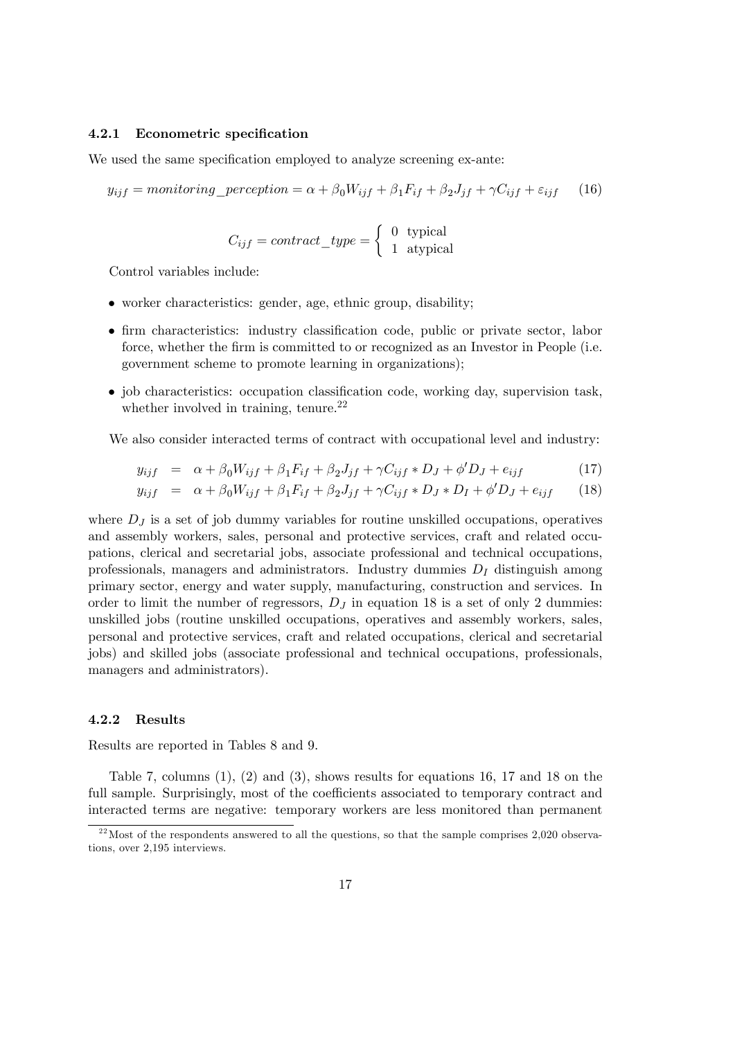#### 4.2.1 Econometric specification

We used the same specification employed to analyze screening ex-ante:

$$y_{ijf} = monitoring\_perception = \alpha + \beta_0 W_{ijf} + \beta_1 F_{if} + \beta_2 J_{jf} + \gamma C_{ijf} + \varepsilon_{ijf} \quad (16)$$

$$C_{ijf} = contract\_type = \begin{cases} 0 & \text{typical} \\ 1 & \text{atypical} \end{cases}$$

Control variables include:

- worker characteristics: gender, age, ethnic group, disability;
- firm characteristics: industry classification code, public or private sector, labor force, whether the firm is committed to or recognized as an Investor in People (i.e. government scheme to promote learning in organizations);
- job characteristics: occupation classification code, working day, supervision task, whether involved in training, tenure.[22]

We also consider interacted terms of contract with occupational level and industry:

$$y_{ijf} = \alpha + \beta_0 W_{ijf} + \beta_1 F_{if} + \beta_2 J_{jf} + \gamma C_{ijf} * D_J + \phi' D_J + e_{ijf} \quad (17)$$

$$y_{ijf} = \alpha + \beta_0 W_{ijf} + \beta_1 F_{if} + \beta_2 J_{jf} + \gamma C_{ijf} * D_J * D_I + \phi' D_J + e_{ijf} \quad (18)$$

where $D_J$ is a set of job dummy variables for routine unskilled occupations, operatives and assembly workers, sales, personal and protective services, craft and related occupations, clerical and secretarial jobs, associate professional and technical occupations, professionals, managers and administrators. Industry dummies $D_I$ distinguish among primary sector, energy and water supply, manufacturing, construction and services. In order to limit the number of regressors, $D_J$ in equation 18 is a set of only 2 dummies: unskilled jobs (routine unskilled occupations, operatives and assembly workers, sales, personal and protective services, craft and related occupations, clerical and secretarial jobs) and skilled jobs (associate professional and technical occupations, professionals, managers and administrators).

#### 4.2.2 Results

Results are reported in Tables 8 and 9.

Table 7, columns (1), (2) and (3), shows results for equations 16, 17 and 18 on the full sample. Surprisingly, most of the coefficients associated to temporary contract and interacted terms are negative: temporary workers are less monitored than permanent

[22] Most of the respondents answered to all the questions, so that the sample comprises 2,020 observations, over 2,195 interviews.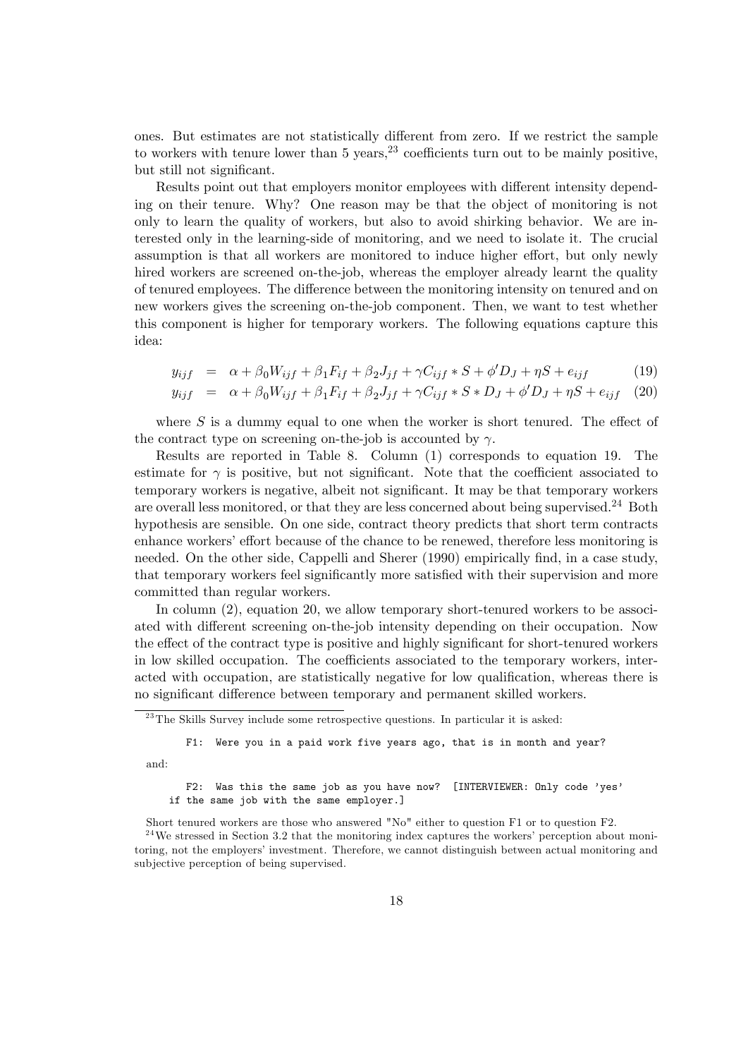ones. But estimates are not statistically different from zero. If we restrict the sample to workers with tenure lower than 5 years,[23] coefficients turn out to be mainly positive, but still not significant.

Results point out that employers monitor employees with different intensity depending on their tenure. Why? One reason may be that the object of monitoring is not only to learn the quality of workers, but also to avoid shirking behavior. We are interested only in the learning-side of monitoring, and we need to isolate it. The crucial assumption is that all workers are monitored to induce higher effort, but only newly hired workers are screened on-the-job, whereas the employer already learnt the quality of tenured employees. The difference between the monitoring intensity on tenured and on new workers gives the screening on-the-job component. Then, we want to test whether this component is higher for temporary workers. The following equations capture this idea:

$$y_{ijf} = \alpha + \beta_0 W_{ijf} + \beta_1 F_{if} + \beta_2 J_{jf} + \gamma C_{ijf} * S + \phi' D_J + \eta S + e_{ijf} \quad (19)$$

$$y_{ijf} = \alpha + \beta_0 W_{ijf} + \beta_1 F_{if} + \beta_2 J_{jf} + \gamma C_{ijf} * S * D_J + \phi' D_J + \eta S + e_{ijf} \quad (20)$$

where $S$ is a dummy equal to one when the worker is short tenured. The effect of the contract type on screening on-the-job is accounted by $\gamma$.

Results are reported in Table 8. Column (1) corresponds to equation 19. The estimate for $\gamma$ is positive, but not significant. Note that the coefficient associated to temporary workers is negative, albeit not significant. It may be that temporary workers are overall less monitored, or that they are less concerned about being supervised.[24] Both hypothesis are sensible. On one side, contract theory predicts that short term contracts enhance workers' effort because of the chance to be renewed, therefore less monitoring is needed. On the other side, Cappelli and Sherer (1990) empirically find, in a case study, that temporary workers feel significantly more satisfied with their supervision and more committed than regular workers.

In column (2), equation 20, we allow temporary short-tenured workers to be associated with different screening on-the-job intensity depending on their occupation. Now the effect of the contract type is positive and highly significant for short-tenured workers in low skilled occupation. The coefficients associated to the temporary workers, interacted with occupation, are statistically negative for low qualification, whereas there is no significant difference between temporary and permanent skilled workers.

---

[23] The Skills Survey include some retrospective questions. In particular it is asked:

```
F1: Were you in a paid work five years ago, that is in month and year?
```

and:

```
F2: Was this the same job as you have now? [INTERVIEWER: Only code 'yes'
if the same job with the same employer.]
```

Short tenured workers are those who answered "No" either to question F1 or to question F2.

[24] We stressed in Section 3.2 that the monitoring index captures the workers' perception about monitoring, not the employers' investment. Therefore, we cannot distinguish between actual monitoring and subjective perception of being supervised.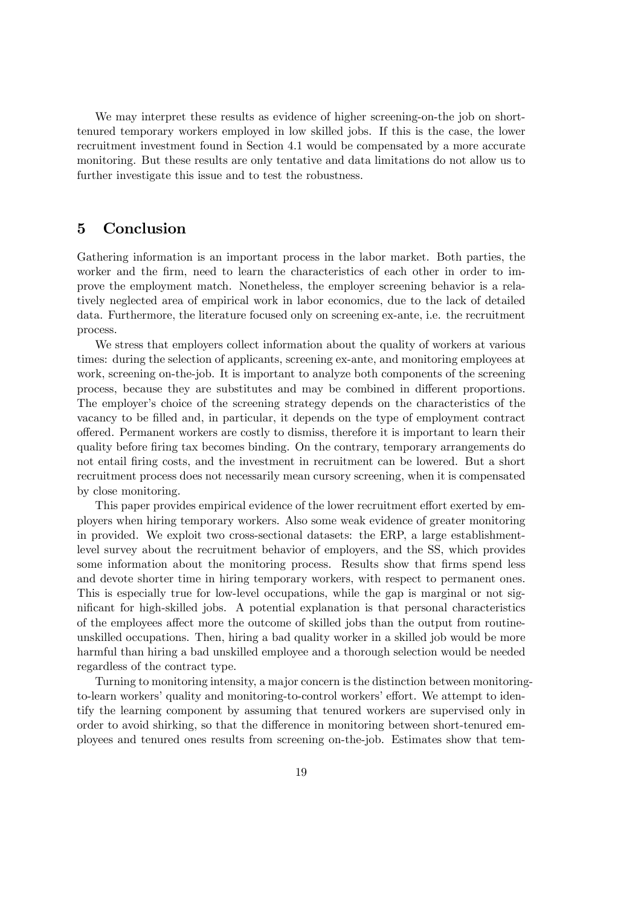We may interpret these results as evidence of higher screening-on-the job on short-tenured temporary workers employed in low skilled jobs. If this is the case, the lower recruitment investment found in Section 4.1 would be compensated by a more accurate monitoring. But these results are only tentative and data limitations do not allow us to further investigate this issue and to test the robustness.

## 5 Conclusion

Gathering information is an important process in the labor market. Both parties, the worker and the firm, need to learn the characteristics of each other in order to improve the employment match. Nonetheless, the employer screening behavior is a relatively neglected area of empirical work in labor economics, due to the lack of detailed data. Furthermore, the literature focused only on screening ex-ante, i.e. the recruitment process.

We stress that employers collect information about the quality of workers at various times: during the selection of applicants, screening ex-ante, and monitoring employees at work, screening on-the-job. It is important to analyze both components of the screening process, because they are substitutes and may be combined in different proportions. The employer's choice of the screening strategy depends on the characteristics of the vacancy to be filled and, in particular, it depends on the type of employment contract offered. Permanent workers are costly to dismiss, therefore it is important to learn their quality before firing tax becomes binding. On the contrary, temporary arrangements do not entail firing costs, and the investment in recruitment can be lowered. But a short recruitment process does not necessarily mean cursory screening, when it is compensated by close monitoring.

This paper provides empirical evidence of the lower recruitment effort exerted by employers when hiring temporary workers. Also some weak evidence of greater monitoring in provided. We exploit two cross-sectional datasets: the ERP, a large establishment-level survey about the recruitment behavior of employers, and the SS, which provides some information about the monitoring process. Results show that firms spend less and devote shorter time in hiring temporary workers, with respect to permanent ones. This is especially true for low-level occupations, while the gap is marginal or not significant for high-skilled jobs. A potential explanation is that personal characteristics of the employees affect more the outcome of skilled jobs than the output from routine-unskilled occupations. Then, hiring a bad quality worker in a skilled job would be more harmful than hiring a bad unskilled employee and a thorough selection would be needed regardless of the contract type.

Turning to monitoring intensity, a major concern is the distinction between monitoring-to-learn workers' quality and monitoring-to-control workers' effort. We attempt to identify the learning component by assuming that tenured workers are supervised only in order to avoid shirking, so that the difference in monitoring between short-tenured employees and tenured ones results from screening on-the-job. Estimates show that tem-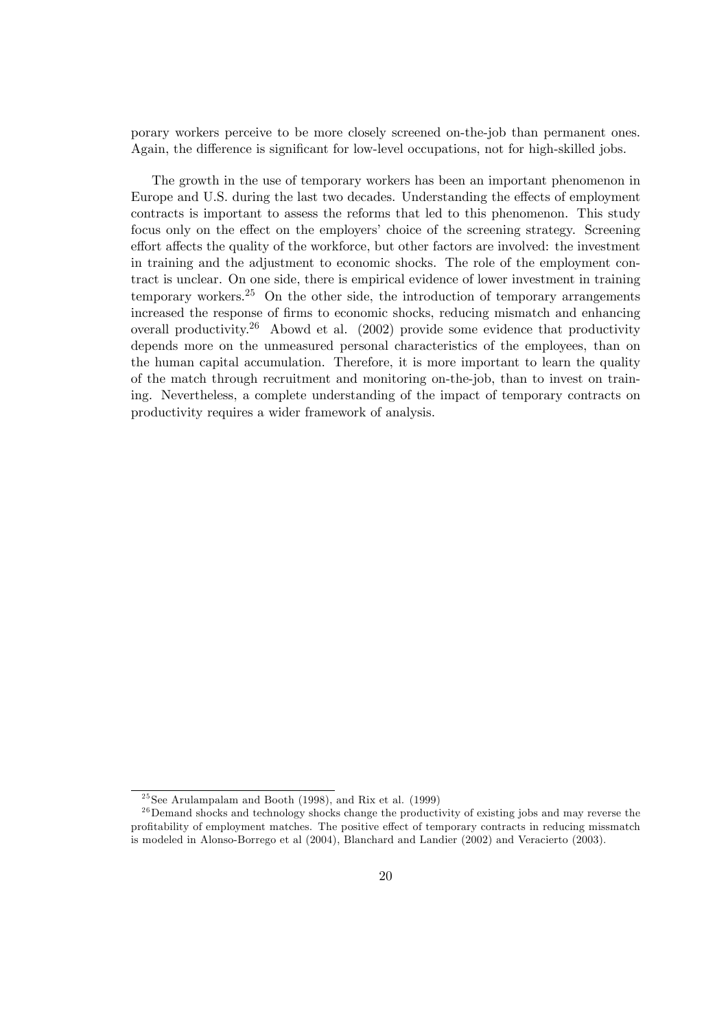porary workers perceive to be more closely screened on-the-job than permanent ones. Again, the difference is significant for low-level occupations, not for high-skilled jobs.

The growth in the use of temporary workers has been an important phenomenon in Europe and U.S. during the last two decades. Understanding the effects of employment contracts is important to assess the reforms that led to this phenomenon. This study focus only on the effect on the employers' choice of the screening strategy. Screening effort affects the quality of the workforce, but other factors are involved: the investment in training and the adjustment to economic shocks. The role of the employment contract is unclear. On one side, there is empirical evidence of lower investment in training temporary workers.[25] On the other side, the introduction of temporary arrangements increased the response of firms to economic shocks, reducing mismatch and enhancing overall productivity.[26] Abowd et al. (2002) provide some evidence that productivity depends more on the unmeasured personal characteristics of the employees, than on the human capital accumulation. Therefore, it is more important to learn the quality of the match through recruitment and monitoring on-the-job, than to invest on training. Nevertheless, a complete understanding of the impact of temporary contracts on productivity requires a wider framework of analysis.

[25] See Arulampalam and Booth (1998), and Rix et al. (1999)

[26] Demand shocks and technology shocks change the productivity of existing jobs and may reverse the profitability of employment matches. The positive effect of temporary contracts in reducing missmatch is modeled in Alonso-Borrego et al (2004), Blanchard and Landier (2002) and Veracierto (2003).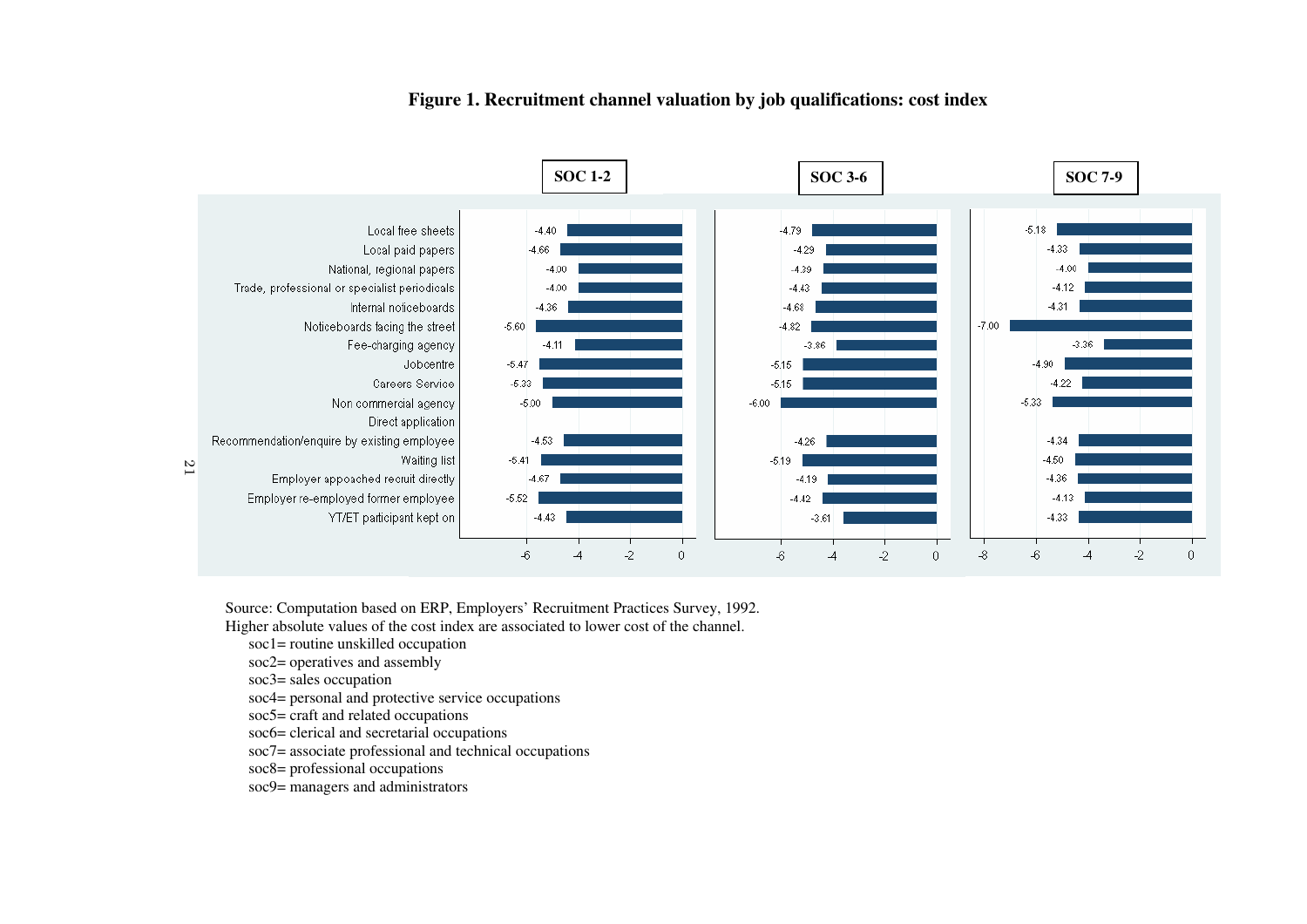**Figure 1. Recruitment channel valuation by job qualifications: cost index**

| Recruitment channel | SOC 1-2 | SOC 3-6 | SOC 7-9 |
|---|---|---|---|
| Local free sheets | -4.40 | -4.79 | -5.18 |
| Local paid papers | -4.66 | -4.29 | -4.33 |
| National, regional papers | -4.00 | -4.39 | -4.00 |
| Trade, professional or specialist periodicals | -4.00 | -4.43 | -4.12 |
| Internal noticeboards | -4.36 | -4.68 | -4.31 |
| Noticeboards facing the street | -5.60 | -4.82 | -7.00 |
| Fee-charging agency | -4.11 | -3.86 | -3.36 |
| Jobcentre | -5.47 | -5.15 | -4.90 |
| Careers Service | -5.33 | -5.15 | -4.22 |
| Non commercial agency | -5.00 | -6.00 | -5.33 |
| Direct application | | | |
| Recommendation/enquire by existing employee | -4.53 | -4.26 | -4.34 |
| Waiting list | -5.41 | -5.19 | -4.50 |
| Employer appoached recruit directly | -4.67 | -4.19 | -4.36 |
| Employer re-employed former employee | -5.52 | -4.42 | -4.13 |
| YT/ET participant kept on | -4.43 | -3.61 | -4.33 |

Source: Computation based on ERP, Employers' Recruitment Practices Survey, 1992.
Higher absolute values of the cost index are associated to lower cost of the channel.

soc1= routine unskilled occupation
soc2= operatives and assembly
soc3= sales occupation
soc4= personal and protective service occupations
soc5= craft and related occupations
soc6= clerical and secretarial occupations
soc7= associate professional and technical occupations
soc8= professional occupations
soc9= managers and administrators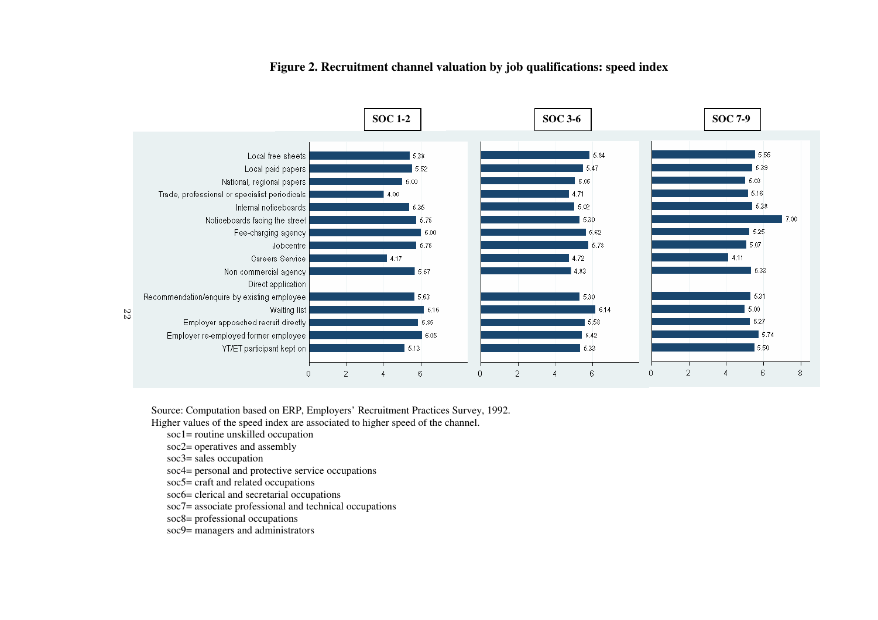**Figure 2. Recruitment channel valuation by job qualifications: speed index**

| Channel | SOC 1-2 | SOC 3-6 | SOC 7-9 |
| --- | --- | --- | --- |
| Local free sheets | 5.38 | 5.84 | 5.55 |
| Local paid papers | 5.52 | 5.47 | 5.39 |
| National, regional papers | 5.00 | 5.05 | 5.03 |
| Trade, professional or specialist periodicals | 4.00 | 4.71 | 5.16 |
| Internal noticeboards | 5.35 | 5.02 | 5.38 |
| Noticeboards facing the street | 5.75 | 5.30 | 7.00 |
| Fee-charging agency | 6.00 | 5.62 | 5.25 |
| Jobcentre | 5.75 | 5.78 | 5.07 |
| Careers Service | 4.17 | 4.72 | 4.11 |
| Non commercial agency | 5.67 | 4.83 | 5.33 |
| Direct application | | | |
| Recommendation/enquire by existing employee | 5.63 | 5.30 | 5.31 |
| Waiting list | 6.16 | 6.14 | 5.00 |
| Employer appoached recruit directly | 5.85 | 5.58 | 5.27 |
| Employer re-employed former employee | 6.05 | 5.42 | 5.74 |
| YT/ET participant kept on | 5.13 | 5.33 | 5.50 |

Source: Computation based on ERP, Employers' Recruitment Practices Survey, 1992.
Higher values of the speed index are associated to higher speed of the channel.

- soc1= routine unskilled occupation
- soc2= operatives and assembly
- soc3= sales occupation
- soc4= personal and protective service occupations
- soc5= craft and related occupations
- soc6= clerical and secretarial occupations
- soc7= associate professional and technical occupations
- soc8= professional occupations
- soc9= managers and administrators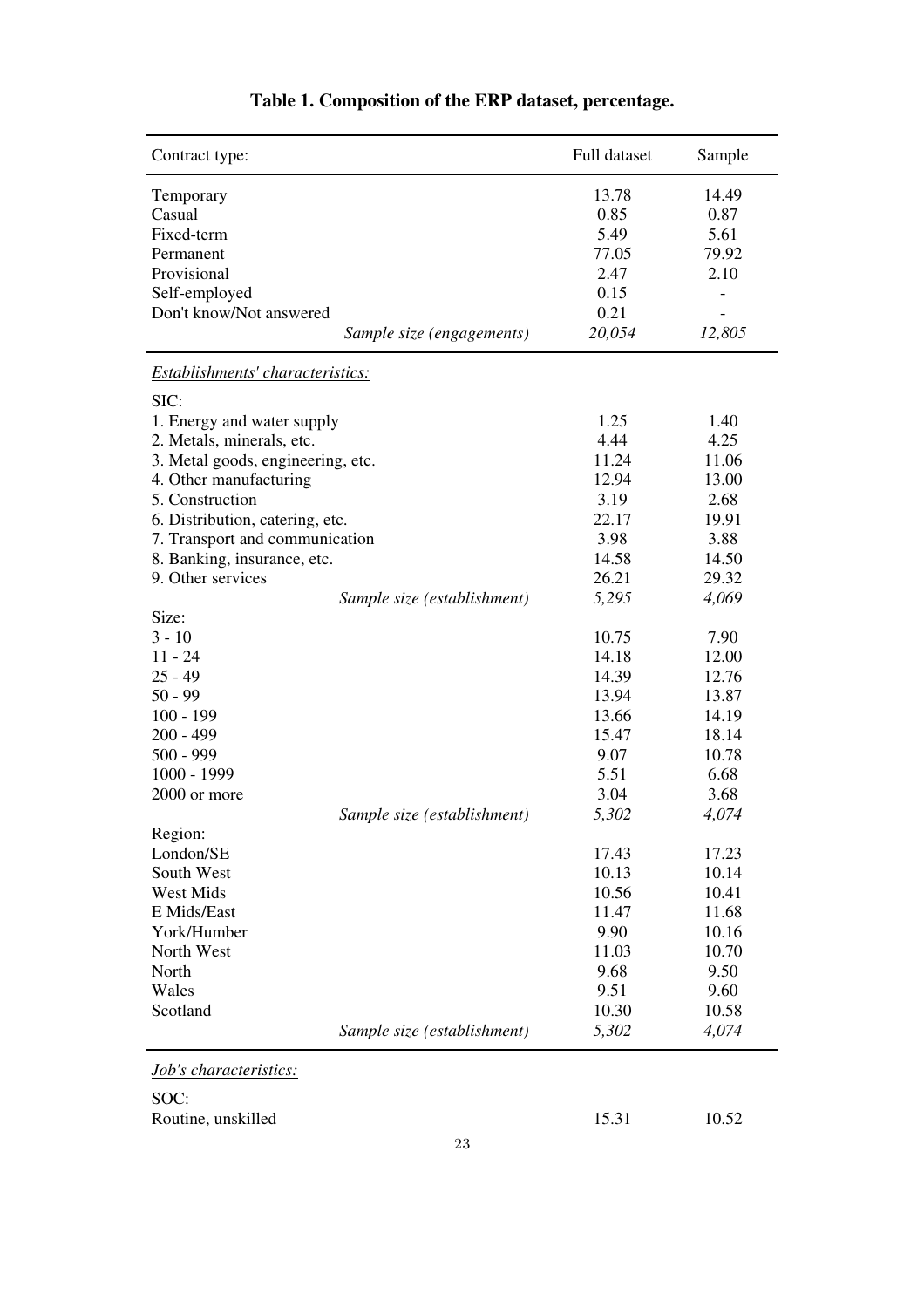**Table 1. Composition of the ERP dataset, percentage.**

| Contract type: | Full dataset | Sample |
|---|---|---|
| Temporary | 13.78 | 14.49 |
| Casual | 0.85 | 0.87 |
| Fixed-term | 5.49 | 5.61 |
| Permanent | 77.05 | 79.92 |
| Provisional | 2.47 | 2.10 |
| Self-employed | 0.15 | - |
| Don't know/Not answered | 0.21 | - |
| *Sample size (engagements)* | *20,054* | *12,805* |
| ***Establishments' characteristics:*** | | |
| SIC: | | |
| 1. Energy and water supply | 1.25 | 1.40 |
| 2. Metals, minerals, etc. | 4.44 | 4.25 |
| 3. Metal goods, engineering, etc. | 11.24 | 11.06 |
| 4. Other manufacturing | 12.94 | 13.00 |
| 5. Construction | 3.19 | 2.68 |
| 6. Distribution, catering, etc. | 22.17 | 19.91 |
| 7. Transport and communication | 3.98 | 3.88 |
| 8. Banking, insurance, etc. | 14.58 | 14.50 |
| 9. Other services | 26.21 | 29.32 |
| *Sample size (establishment)* | *5,295* | *4,069* |
| Size: | | |
| 3 - 10 | 10.75 | 7.90 |
| 11 - 24 | 14.18 | 12.00 |
| 25 - 49 | 14.39 | 12.76 |
| 50 - 99 | 13.94 | 13.87 |
| 100 - 199 | 13.66 | 14.19 |
| 200 - 499 | 15.47 | 18.14 |
| 500 - 999 | 9.07 | 10.78 |
| 1000 - 1999 | 5.51 | 6.68 |
| 2000 or more | 3.04 | 3.68 |
| *Sample size (establishment)* | *5,302* | *4,074* |
| Region: | | |
| London/SE | 17.43 | 17.23 |
| South West | 10.13 | 10.14 |
| West Mids | 10.56 | 10.41 |
| E Mids/East | 11.47 | 11.68 |
| York/Humber | 9.90 | 10.16 |
| North West | 11.03 | 10.70 |
| North | 9.68 | 9.50 |
| Wales | 9.51 | 9.60 |
| Scotland | 10.30 | 10.58 |
| *Sample size (establishment)* | *5,302* | *4,074* |
| ***Job's characteristics:*** | | |
| SOC: | | |
| Routine, unskilled | 15.31 | 10.52 |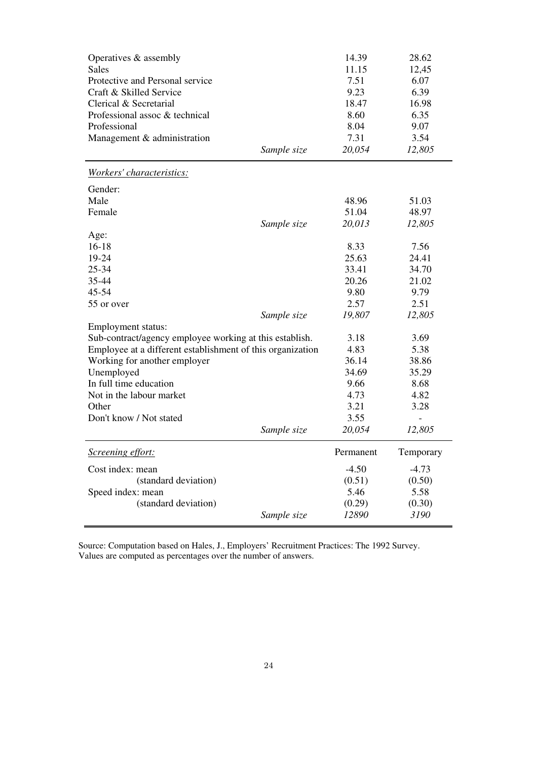| | | | |
|---|---|---|---|
| Operatives & assembly | | 14.39 | 28.62 |
| Sales | | 11.15 | 12,45 |
| Protective and Personal service | | 7.51 | 6.07 |
| Craft & Skilled Service | | 9.23 | 6.39 |
| Clerical & Secretarial | | 18.47 | 16.98 |
| Professional assoc & technical | | 8.60 | 6.35 |
| Professional | | 8.04 | 9.07 |
| Management & administration | | 7.31 | 3.54 |
| | *Sample size* | *20,054* | *12,805* |
| *Workers' characteristics:* | | | |
| Gender: | | | |
| Male | | 48.96 | 51.03 |
| Female | | 51.04 | 48.97 |
| | *Sample size* | *20,013* | *12,805* |
| Age: | | | |
| 16-18 | | 8.33 | 7.56 |
| 19-24 | | 25.63 | 24.41 |
| 25-34 | | 33.41 | 34.70 |
| 35-44 | | 20.26 | 21.02 |
| 45-54 | | 9.80 | 9.79 |
| 55 or over | | 2.57 | 2.51 |
| | *Sample size* | *19,807* | *12,805* |
| Employment status: | | | |
| Sub-contract/agency employee working at this establish. | | 3.18 | 3.69 |
| Employee at a different establishment of this organization | | 4.83 | 5.38 |
| Working for another employer | | 36.14 | 38.86 |
| Unemployed | | 34.69 | 35.29 |
| In full time education | | 9.66 | 8.68 |
| Not in the labour market | | 4.73 | 4.82 |
| Other | | 3.21 | 3.28 |
| Don't know / Not stated | | 3.55 | - |
| | *Sample size* | *20,054* | *12,805* |
| *Screening effort:* | | Permanent | Temporary |
| Cost index: mean | | -4.50 | -4.73 |
| (standard deviation) | | (0.51) | (0.50) |
| Speed index: mean | | 5.46 | 5.58 |
| (standard deviation) | | (0.29) | (0.30) |
| | *Sample size* | *12890* | *3190* |

Source: Computation based on Hales, J., Employers' Recruitment Practices: The 1992 Survey.
Values are computed as percentages over the number of answers.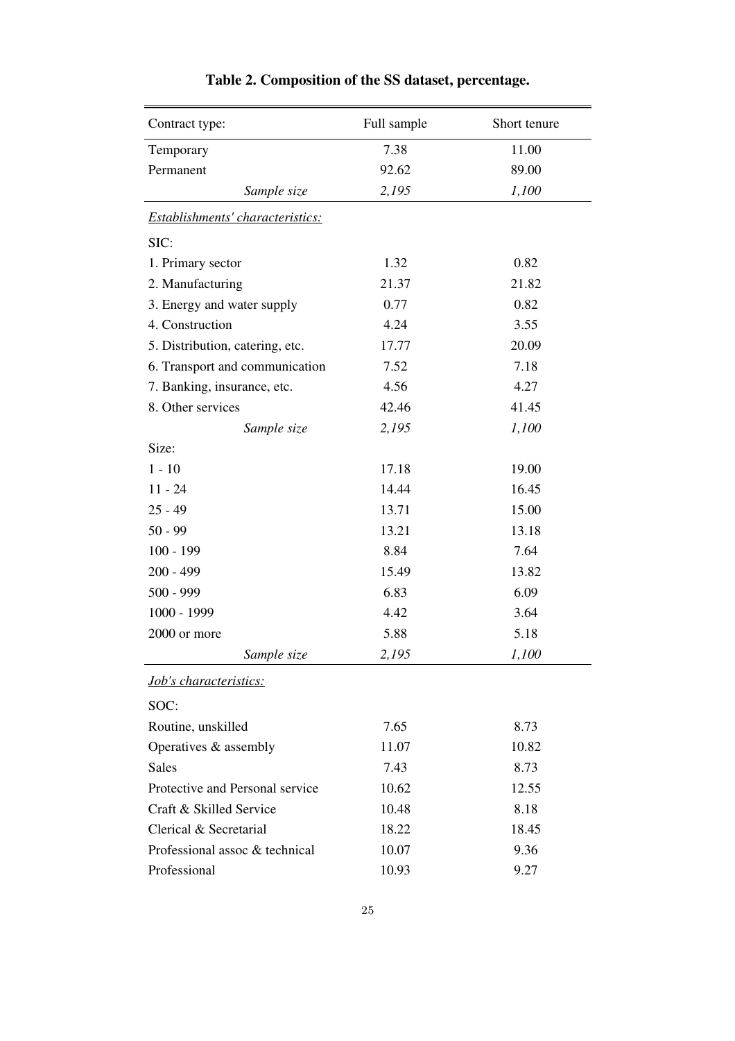**Table 2. Composition of the SS dataset, percentage.**

| Contract type: | Full sample | Short tenure |
|---|---|---|
| Temporary | 7.38 | 11.00 |
| Permanent | 92.62 | 89.00 |
| *Sample size* | *2,195* | *1,100* |
| *Establishments' characteristics:* | | |
| SIC: | | |
| 1. Primary sector | 1.32 | 0.82 |
| 2. Manufacturing | 21.37 | 21.82 |
| 3. Energy and water supply | 0.77 | 0.82 |
| 4. Construction | 4.24 | 3.55 |
| 5. Distribution, catering, etc. | 17.77 | 20.09 |
| 6. Transport and communication | 7.52 | 7.18 |
| 7. Banking, insurance, etc. | 4.56 | 4.27 |
| 8. Other services | 42.46 | 41.45 |
| *Sample size* | *2,195* | *1,100* |
| Size: | | |
| 1 - 10 | 17.18 | 19.00 |
| 11 - 24 | 14.44 | 16.45 |
| 25 - 49 | 13.71 | 15.00 |
| 50 - 99 | 13.21 | 13.18 |
| 100 - 199 | 8.84 | 7.64 |
| 200 - 499 | 15.49 | 13.82 |
| 500 - 999 | 6.83 | 6.09 |
| 1000 - 1999 | 4.42 | 3.64 |
| 2000 or more | 5.88 | 5.18 |
| *Sample size* | *2,195* | *1,100* |
| *Job's characteristics:* | | |
| SOC: | | |
| Routine, unskilled | 7.65 | 8.73 |
| Operatives & assembly | 11.07 | 10.82 |
| Sales | 7.43 | 8.73 |
| Protective and Personal service | 10.62 | 12.55 |
| Craft & Skilled Service | 10.48 | 8.18 |
| Clerical & Secretarial | 18.22 | 18.45 |
| Professional assoc & technical | 10.07 | 9.36 |
| Professional | 10.93 | 9.27 |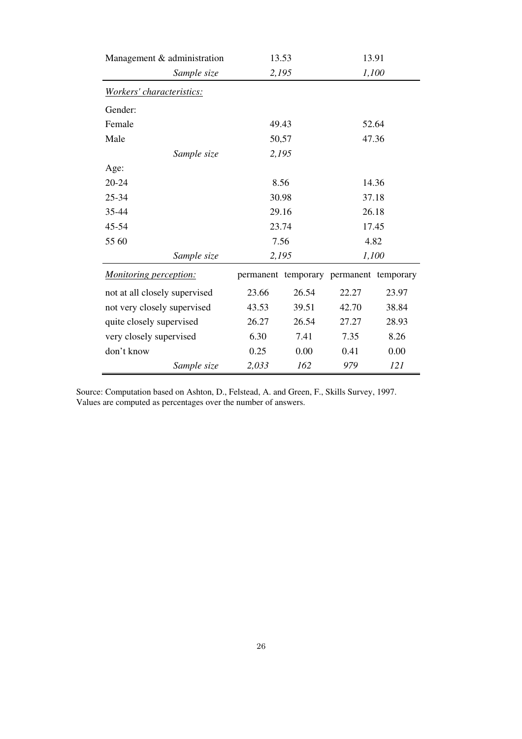| | | | | |
|---|---|---|---|---|
| Management & administration | 13.53 | | 13.91 | |
| *Sample size* | *2,195* | | *1,100* | |
| *Workers' characteristics:* | | | | |
| Gender: | | | | |
| Female | 49.43 | | 52.64 | |
| Male | 50,57 | | 47.36 | |
| *Sample size* | *2,195* | | | |
| Age: | | | | |
| 20-24 | 8.56 | | 14.36 | |
| 25-34 | 30.98 | | 37.18 | |
| 35-44 | 29.16 | | 26.18 | |
| 45-54 | 23.74 | | 17.45 | |
| 55 60 | 7.56 | | 4.82 | |
| *Sample size* | *2,195* | | *1,100* | |
| *Monitoring perception:* | permanent | temporary | permanent | temporary |
| not at all closely supervised | 23.66 | 26.54 | 22.27 | 23.97 |
| not very closely supervised | 43.53 | 39.51 | 42.70 | 38.84 |
| quite closely supervised | 26.27 | 26.54 | 27.27 | 28.93 |
| very closely supervised | 6.30 | 7.41 | 7.35 | 8.26 |
| don't know | 0.25 | 0.00 | 0.41 | 0.00 |
| *Sample size* | *2,033* | *162* | *979* | *121* |

Source: Computation based on Ashton, D., Felstead, A. and Green, F., Skills Survey, 1997.
Values are computed as percentages over the number of answers.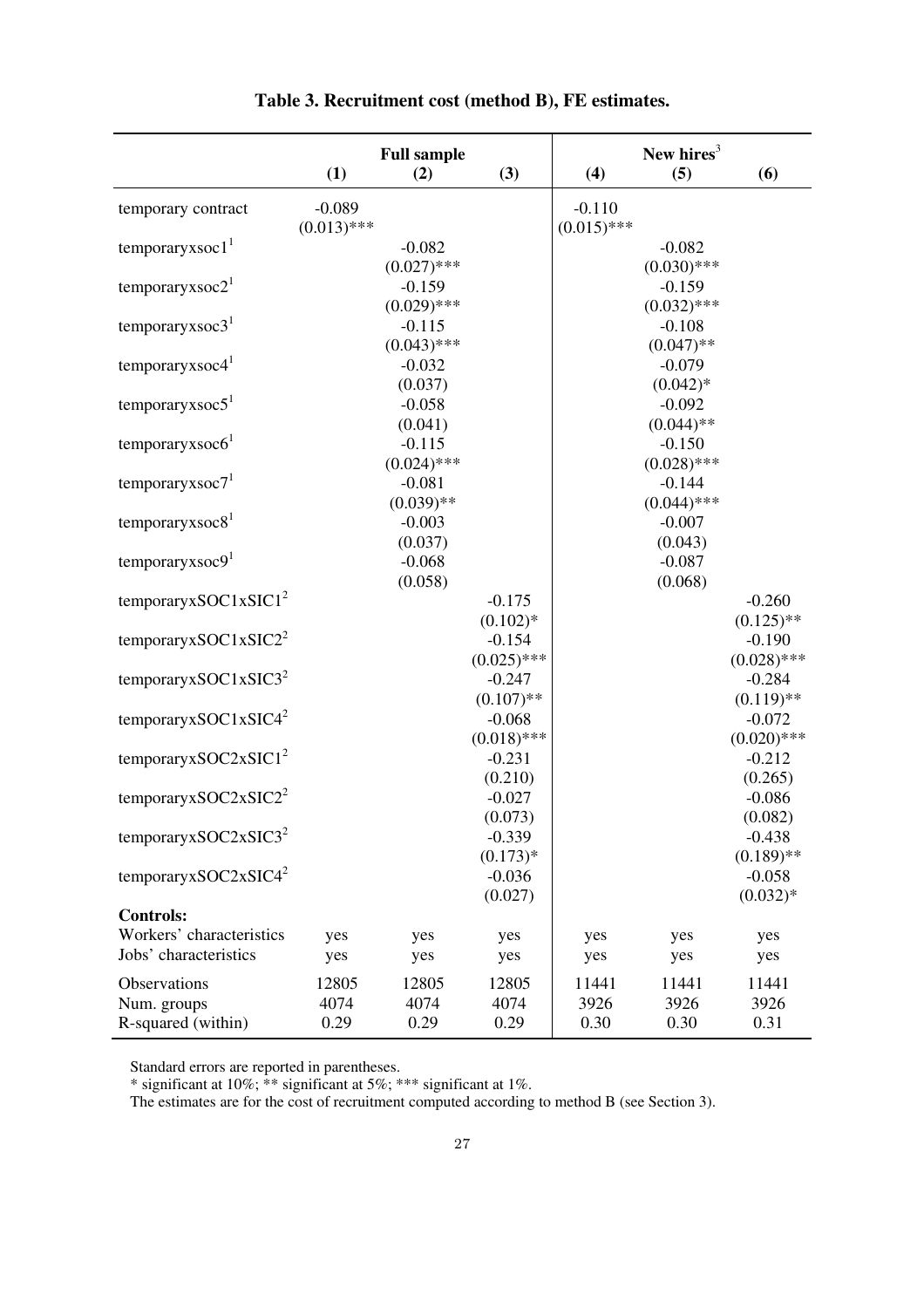**Table 3. Recruitment cost (method B), FE estimates.**

| | Full sample | | | New hires[3] | | |
|---|---|---|---|---|---|---|
| | **(1)** | **(2)** | **(3)** | **(4)** | **(5)** | **(6)** |
| temporary contract | -0.089 (0.013)*** | | | -0.110 (0.015)*** | | |
| temporaryxsoc1[1] | | -0.082 (0.027)*** | | | -0.082 (0.030)*** | |
| temporaryxsoc2[1] | | -0.159 (0.029)*** | | | -0.159 (0.032)*** | |
| temporaryxsoc3[1] | | -0.115 (0.043)*** | | | -0.108 (0.047)** | |
| temporaryxsoc4[1] | | -0.032 (0.037) | | | -0.079 (0.042)* | |
| temporaryxsoc5[1] | | -0.058 (0.041) | | | -0.092 (0.044)** | |
| temporaryxsoc6[1] | | -0.115 (0.024)*** | | | -0.150 (0.028)*** | |
| temporaryxsoc7[1] | | -0.081 (0.039)** | | | -0.144 (0.044)*** | |
| temporaryxsoc8[1] | | -0.003 (0.037) | | | -0.007 (0.043) | |
| temporaryxsoc9[1] | | -0.068 (0.058) | | | -0.087 (0.068) | |
| temporaryxSOC1xSIC1[2] | | | -0.175 (0.102)* | | | -0.260 (0.125)** |
| temporaryxSOC1xSIC2[2] | | | -0.154 (0.025)*** | | | -0.190 (0.028)*** |
| temporaryxSOC1xSIC3[2] | | | -0.247 (0.107)** | | | -0.284 (0.119)** |
| temporaryxSOC1xSIC4[2] | | | -0.068 (0.018)*** | | | -0.072 (0.020)*** |
| temporaryxSOC2xSIC1[2] | | | -0.231 (0.210) | | | -0.212 (0.265) |
| temporaryxSOC2xSIC2[2] | | | -0.027 (0.073) | | | -0.086 (0.082) |
| temporaryxSOC2xSIC3[2] | | | -0.339 (0.173)* | | | -0.438 (0.189)** |
| temporaryxSOC2xSIC4[2] | | | -0.036 (0.027) | | | -0.058 (0.032)* |
| **Controls:** | | | | | | |
| Workers' characteristics | yes | yes | yes | yes | yes | yes |
| Jobs' characteristics | yes | yes | yes | yes | yes | yes |
| Observations | 12805 | 12805 | 12805 | 11441 | 11441 | 11441 |
| Num. groups | 4074 | 4074 | 4074 | 3926 | 3926 | 3926 |
| R-squared (within) | 0.29 | 0.29 | 0.29 | 0.30 | 0.30 | 0.31 |

Standard errors are reported in parentheses.
* significant at 10%; ** significant at 5%; *** significant at 1%.
The estimates are for the cost of recruitment computed according to method B (see Section 3).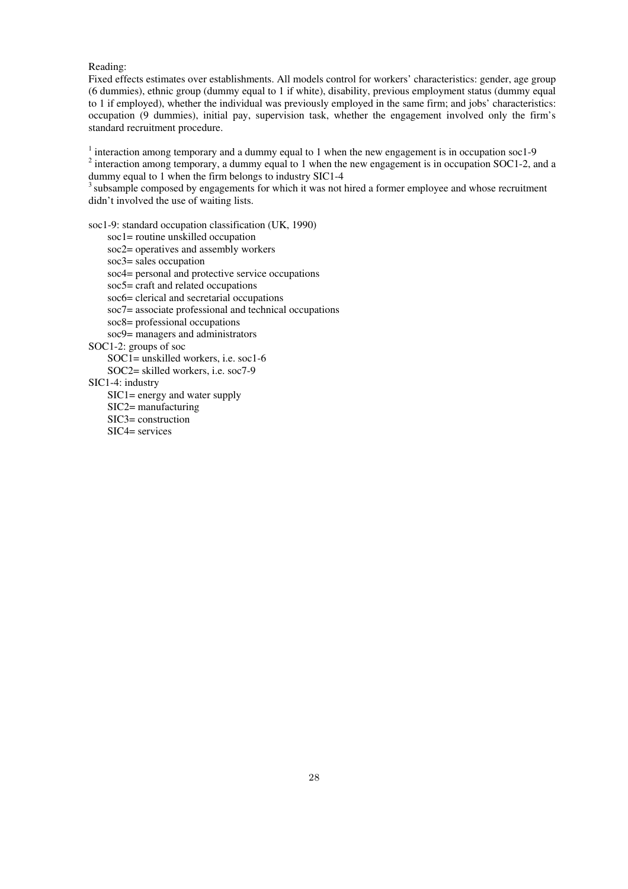Reading:
Fixed effects estimates over establishments. All models control for workers' characteristics: gender, age group (6 dummies), ethnic group (dummy equal to 1 if white), disability, previous employment status (dummy equal to 1 if employed), whether the individual was previously employed in the same firm; and jobs' characteristics: occupation (9 dummies), initial pay, supervision task, whether the engagement involved only the firm's standard recruitment procedure.

[1] interaction among temporary and a dummy equal to 1 when the new engagement is in occupation soc1-9
[2] interaction among temporary, a dummy equal to 1 when the new engagement is in occupation SOC1-2, and a dummy equal to 1 when the firm belongs to industry SIC1-4
[3] subsample composed by engagements for which it was not hired a former employee and whose recruitment didn't involved the use of waiting lists.

soc1-9: standard occupation classification (UK, 1990)

- soc1= routine unskilled occupation
- soc2= operatives and assembly workers
- soc3= sales occupation
- soc4= personal and protective service occupations
- soc5= craft and related occupations
- soc6= clerical and secretarial occupations
- soc7= associate professional and technical occupations
- soc8= professional occupations
- soc9= managers and administrators

SOC1-2: groups of soc

- SOC1= unskilled workers, i.e. soc1-6
- SOC2= skilled workers, i.e. soc7-9

SIC1-4: industry

- SIC1= energy and water supply
- SIC2= manufacturing
- SIC3= construction
- SIC4= services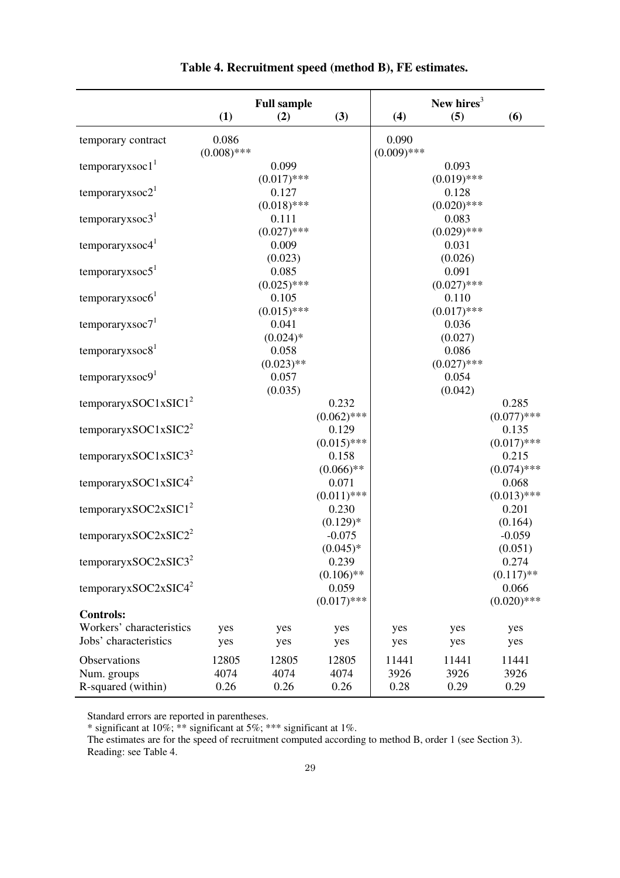**Table 4. Recruitment speed (method B), FE estimates.**

| | Full sample | | | New hires[3] | | |
|---|---|---|---|---|---|---|
| | **(1)** | **(2)** | **(3)** | **(4)** | **(5)** | **(6)** |
| temporary contract | 0.086 | | | 0.090 | | |
| | (0.008)*** | | | (0.009)*** | | |
| temporaryxsoc1[1] | | 0.099 | | | 0.093 | |
| | | (0.017)*** | | | (0.019)*** | |
| temporaryxsoc2[1] | | 0.127 | | | 0.128 | |
| | | (0.018)*** | | | (0.020)*** | |
| temporaryxsoc3[1] | | 0.111 | | | 0.083 | |
| | | (0.027)*** | | | (0.029)*** | |
| temporaryxsoc4[1] | | 0.009 | | | 0.031 | |
| | | (0.023) | | | (0.026) | |
| temporaryxsoc5[1] | | 0.085 | | | 0.091 | |
| | | (0.025)*** | | | (0.027)*** | |
| temporaryxsoc6[1] | | 0.105 | | | 0.110 | |
| | | (0.015)*** | | | (0.017)*** | |
| temporaryxsoc7[1] | | 0.041 | | | 0.036 | |
| | | (0.024)* | | | (0.027) | |
| temporaryxsoc8[1] | | 0.058 | | | 0.086 | |
| | | (0.023)** | | | (0.027)*** | |
| temporaryxsoc9[1] | | 0.057 | | | 0.054 | |
| | | (0.035) | | | (0.042) | |
| temporaryxSOC1xSIC1[2] | | | 0.232 | | | 0.285 |
| | | | (0.062)*** | | | (0.077)*** |
| temporaryxSOC1xSIC2[2] | | | 0.129 | | | 0.135 |
| | | | (0.015)*** | | | (0.017)*** |
| temporaryxSOC1xSIC3[2] | | | 0.158 | | | 0.215 |
| | | | (0.066)** | | | (0.074)*** |
| temporaryxSOC1xSIC4[2] | | | 0.071 | | | 0.068 |
| | | | (0.011)*** | | | (0.013)*** |
| temporaryxSOC2xSIC1[2] | | | 0.230 | | | 0.201 |
| | | | (0.129)* | | | (0.164) |
| temporaryxSOC2xSIC2[2] | | | -0.075 | | | -0.059 |
| | | | (0.045)* | | | (0.051) |
| temporaryxSOC2xSIC3[2] | | | 0.239 | | | 0.274 |
| | | | (0.106)** | | | (0.117)** |
| temporaryxSOC2xSIC4[2] | | | 0.059 | | | 0.066 |
| | | | (0.017)*** | | | (0.020)*** |
| **Controls:** | | | | | | |
| Workers' characteristics | yes | yes | yes | yes | yes | yes |
| Jobs' characteristics | yes | yes | yes | yes | yes | yes |
| Observations | 12805 | 12805 | 12805 | 11441 | 11441 | 11441 |
| Num. groups | 4074 | 4074 | 4074 | 3926 | 3926 | 3926 |
| R-squared (within) | 0.26 | 0.26 | 0.26 | 0.28 | 0.29 | 0.29 |

Standard errors are reported in parentheses.
* significant at 10%; ** significant at 5%; *** significant at 1%.
The estimates are for the speed of recruitment computed according to method B, order 1 (see Section 3).
Reading: see Table 4.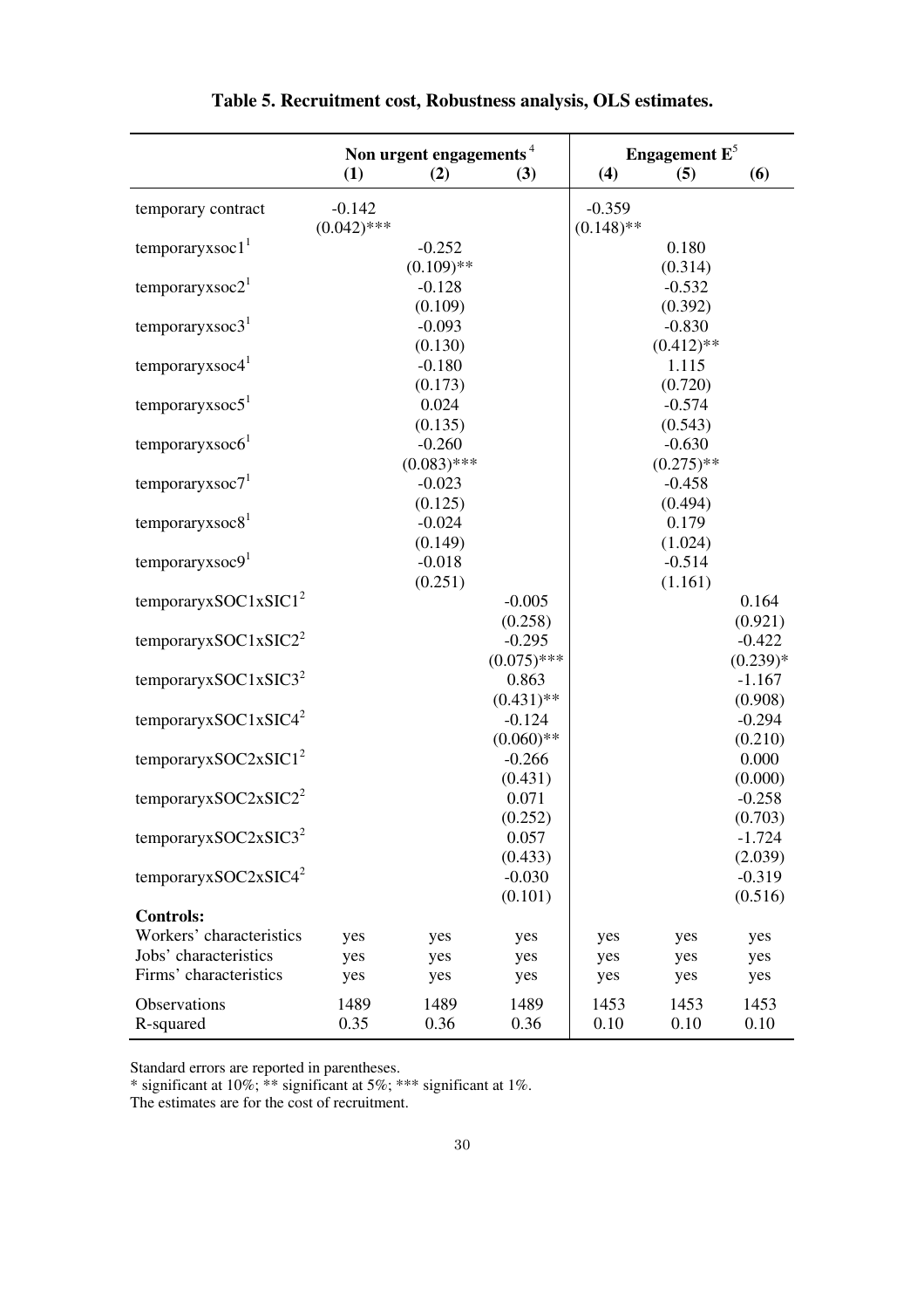**Table 5. Recruitment cost, Robustness analysis, OLS estimates.**

| | Non urgent engagements [4] | | | Engagement E [5] | | |
|---|---|---|---|---|---|---|
| | (1) | (2) | (3) | (4) | (5) | (6) |
| temporary contract | -0.142 | | | -0.359 | | |
| | (0.042)*** | | | (0.148)** | | |
| temporaryxsoc1 [1] | | -0.252 | | | 0.180 | |
| | | (0.109)** | | | (0.314) | |
| temporaryxsoc2 [1] | | -0.128 | | | -0.532 | |
| | | (0.109) | | | (0.392) | |
| temporaryxsoc3 [1] | | -0.093 | | | -0.830 | |
| | | (0.130) | | | (0.412)** | |
| temporaryxsoc4 [1] | | -0.180 | | | 1.115 | |
| | | (0.173) | | | (0.720) | |
| temporaryxsoc5 [1] | | 0.024 | | | -0.574 | |
| | | (0.135) | | | (0.543) | |
| temporaryxsoc6 [1] | | -0.260 | | | -0.630 | |
| | | (0.083)*** | | | (0.275)** | |
| temporaryxsoc7 [1] | | -0.023 | | | -0.458 | |
| | | (0.125) | | | (0.494) | |
| temporaryxsoc8 [1] | | -0.024 | | | 0.179 | |
| | | (0.149) | | | (1.024) | |
| temporaryxsoc9 [1] | | -0.018 | | | -0.514 | |
| | | (0.251) | | | (1.161) | |
| temporaryxSOC1xSIC1 [2] | | | -0.005 | | | 0.164 |
| | | | (0.258) | | | (0.921) |
| temporaryxSOC1xSIC2 [2] | | | -0.295 | | | -0.422 |
| | | | (0.075)*** | | | (0.239)* |
| temporaryxSOC1xSIC3 [2] | | | 0.863 | | | -1.167 |
| | | | (0.431)** | | | (0.908) |
| temporaryxSOC1xSIC4 [2] | | | -0.124 | | | -0.294 |
| | | | (0.060)** | | | (0.210) |
| temporaryxSOC2xSIC1 [2] | | | -0.266 | | | 0.000 |
| | | | (0.431) | | | (0.000) |
| temporaryxSOC2xSIC2 [2] | | | 0.071 | | | -0.258 |
| | | | (0.252) | | | (0.703) |
| temporaryxSOC2xSIC3 [2] | | | 0.057 | | | -1.724 |
| | | | (0.433) | | | (2.039) |
| temporaryxSOC2xSIC4 [2] | | | -0.030 | | | -0.319 |
| | | | (0.101) | | | (0.516) |
| **Controls:** | | | | | | |
| Workers' characteristics | yes | yes | yes | yes | yes | yes |
| Jobs' characteristics | yes | yes | yes | yes | yes | yes |
| Firms' characteristics | yes | yes | yes | yes | yes | yes |
| Observations | 1489 | 1489 | 1489 | 1453 | 1453 | 1453 |
| R-squared | 0.35 | 0.36 | 0.36 | 0.10 | 0.10 | 0.10 |

Standard errors are reported in parentheses.
* significant at 10%; ** significant at 5%; *** significant at 1%.
The estimates are for the cost of recruitment.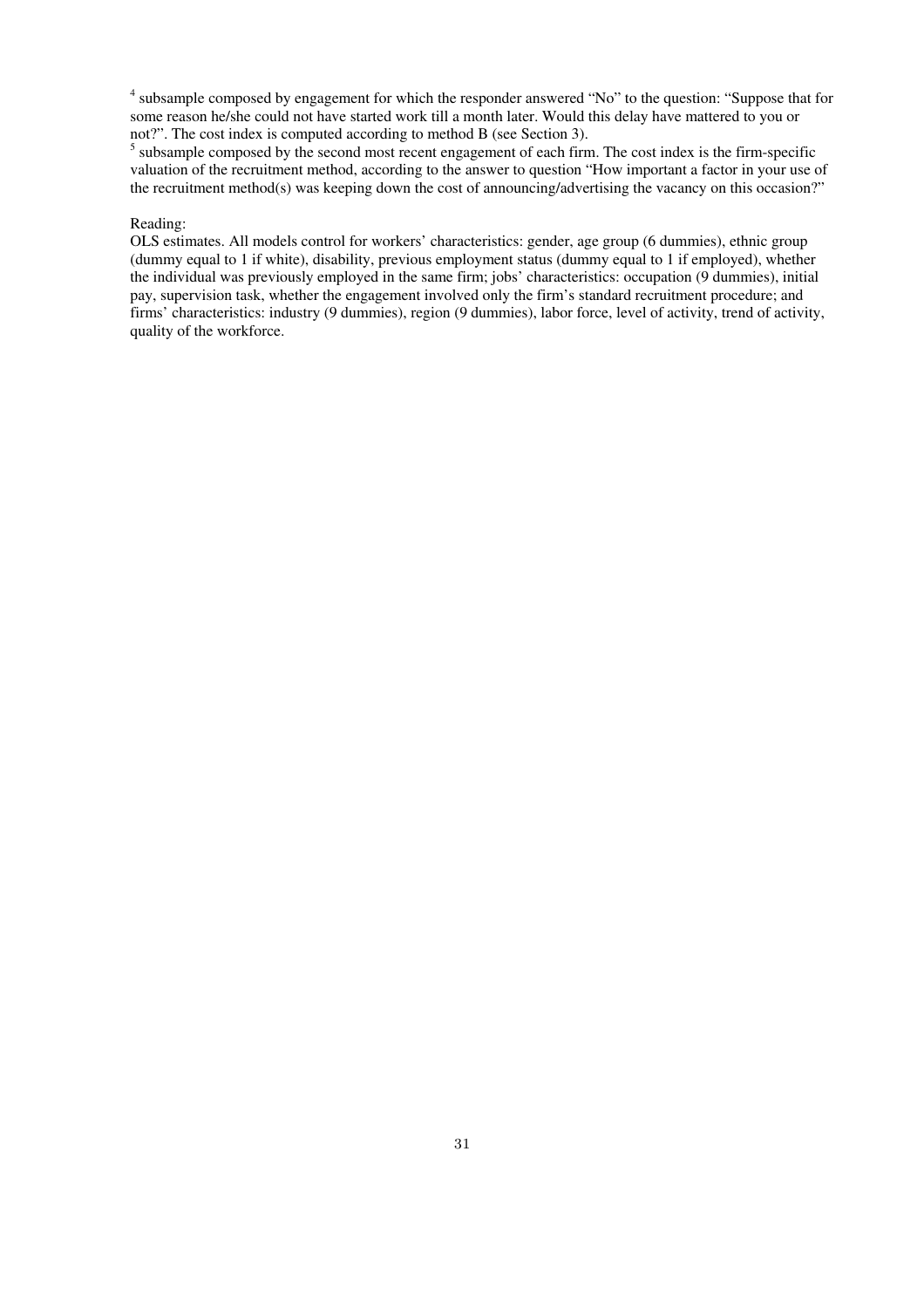[4] subsample composed by engagement for which the responder answered "No" to the question: "Suppose that for some reason he/she could not have started work till a month later. Would this delay have mattered to you or not?". The cost index is computed according to method B (see Section 3).

[5] subsample composed by the second most recent engagement of each firm. The cost index is the firm-specific valuation of the recruitment method, according to the answer to question "How important a factor in your use of the recruitment method(s) was keeping down the cost of announcing/advertising the vacancy on this occasion?"

Reading:
OLS estimates. All models control for workers' characteristics: gender, age group (6 dummies), ethnic group (dummy equal to 1 if white), disability, previous employment status (dummy equal to 1 if employed), whether the individual was previously employed in the same firm; jobs' characteristics: occupation (9 dummies), initial pay, supervision task, whether the engagement involved only the firm's standard recruitment procedure; and firms' characteristics: industry (9 dummies), region (9 dummies), labor force, level of activity, trend of activity, quality of the workforce.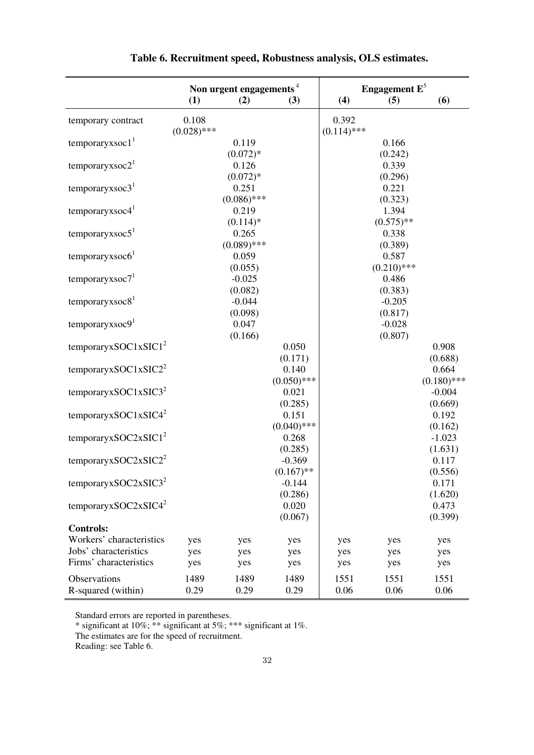# Table 6. Recruitment speed, Robustness analysis, OLS estimates.

| | Non urgent engagements[4] | | | Engagement E[5] | | |
|---|---|---|---|---|---|---|
| | (1) | (2) | (3) | (4) | (5) | (6) |
| temporary contract | 0.108 | | | 0.392 | | |
| | (0.028)*** | | | (0.114)*** | | |
| temporaryxsoc1[1] | | 0.119 | | | 0.166 | |
| | | (0.072)* | | | (0.242) | |
| temporaryxsoc2[1] | | 0.126 | | | 0.339 | |
| | | (0.072)* | | | (0.296) | |
| temporaryxsoc3[1] | | 0.251 | | | 0.221 | |
| | | (0.086)*** | | | (0.323) | |
| temporaryxsoc4[1] | | 0.219 | | | 1.394 | |
| | | (0.114)* | | | (0.575)** | |
| temporaryxsoc5[1] | | 0.265 | | | 0.338 | |
| | | (0.089)*** | | | (0.389) | |
| temporaryxsoc6[1] | | 0.059 | | | 0.587 | |
| | | (0.055) | | | (0.210)*** | |
| temporaryxsoc7[1] | | -0.025 | | | 0.486 | |
| | | (0.082) | | | (0.383) | |
| temporaryxsoc8[1] | | -0.044 | | | -0.205 | |
| | | (0.098) | | | (0.817) | |
| temporaryxsoc9[1] | | 0.047 | | | -0.028 | |
| | | (0.166) | | | (0.807) | |
| temporaryxSOC1xSIC1[2] | | | 0.050 | | | 0.908 |
| | | | (0.171) | | | (0.688) |
| temporaryxSOC1xSIC2[2] | | | 0.140 | | | 0.664 |
| | | | (0.050)*** | | | (0.180)*** |
| temporaryxSOC1xSIC3[2] | | | 0.021 | | | -0.004 |
| | | | (0.285) | | | (0.669) |
| temporaryxSOC1xSIC4[2] | | | 0.151 | | | 0.192 |
| | | | (0.040)*** | | | (0.162) |
| temporaryxSOC2xSIC1[2] | | | 0.268 | | | -1.023 |
| | | | (0.285) | | | (1.631) |
| temporaryxSOC2xSIC2[2] | | | -0.369 | | | 0.117 |
| | | | (0.167)** | | | (0.556) |
| temporaryxSOC2xSIC3[2] | | | -0.144 | | | 0.171 |
| | | | (0.286) | | | (1.620) |
| temporaryxSOC2xSIC4[2] | | | 0.020 | | | 0.473 |
| | | | (0.067) | | | (0.399) |
| **Controls:** | | | | | | |
| Workers' characteristics | yes | yes | yes | yes | yes | yes |
| Jobs' characteristics | yes | yes | yes | yes | yes | yes |
| Firms' characteristics | yes | yes | yes | yes | yes | yes |
| Observations | 1489 | 1489 | 1489 | 1551 | 1551 | 1551 |
| R-squared (within) | 0.29 | 0.29 | 0.29 | 0.06 | 0.06 | 0.06 |

Standard errors are reported in parentheses.
* significant at 10%; ** significant at 5%; *** significant at 1%.
The estimates are for the speed of recruitment.
Reading: see Table 6.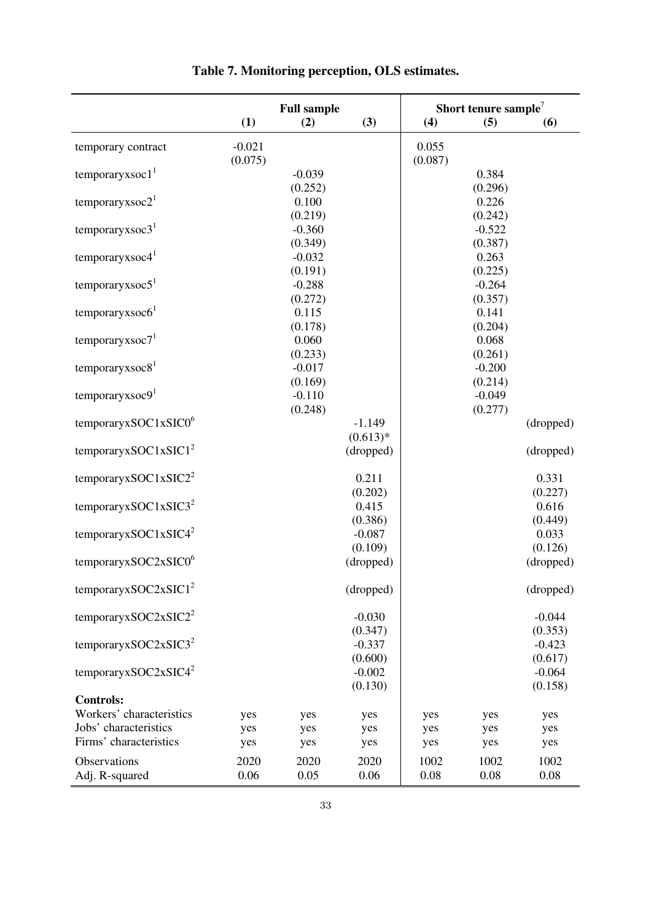# Table 7. Monitoring perception, OLS estimates.

| | Full sample | | | Short tenure sample[7] | | |
|---|---|---|---|---|---|---|
| | (1) | (2) | (3) | (4) | (5) | (6) |
| temporary contract | -0.021 | | | 0.055 | | |
| | (0.075) | | | (0.087) | | |
| temporaryxsoc1[1] | | -0.039 | | | 0.384 | |
| | | (0.252) | | | (0.296) | |
| temporaryxsoc2[1] | | 0.100 | | | 0.226 | |
| | | (0.219) | | | (0.242) | |
| temporaryxsoc3[1] | | -0.360 | | | -0.522 | |
| | | (0.349) | | | (0.387) | |
| temporaryxsoc4[1] | | -0.032 | | | 0.263 | |
| | | (0.191) | | | (0.225) | |
| temporaryxsoc5[1] | | -0.288 | | | -0.264 | |
| | | (0.272) | | | (0.357) | |
| temporaryxsoc6[1] | | 0.115 | | | 0.141 | |
| | | (0.178) | | | (0.204) | |
| temporaryxsoc7[1] | | 0.060 | | | 0.068 | |
| | | (0.233) | | | (0.261) | |
| temporaryxsoc8[1] | | -0.017 | | | -0.200 | |
| | | (0.169) | | | (0.214) | |
| temporaryxsoc9[1] | | -0.110 | | | -0.049 | |
| | | (0.248) | | | (0.277) | |
| temporaryxSOC1xSIC0[6] | | | -1.149 | | | (dropped) |
| | | | (0.613)* | | | |
| temporaryxSOC1xSIC1[2] | | | (dropped) | | | (dropped) |
| temporaryxSOC1xSIC2[2] | | | 0.211 | | | 0.331 |
| | | | (0.202) | | | (0.227) |
| temporaryxSOC1xSIC3[2] | | | 0.415 | | | 0.616 |
| | | | (0.386) | | | (0.449) |
| temporaryxSOC1xSIC4[2] | | | -0.087 | | | 0.033 |
| | | | (0.109) | | | (0.126) |
| temporaryxSOC2xSIC0[6] | | | (dropped) | | | (dropped) |
| temporaryxSOC2xSIC1[2] | | | (dropped) | | | (dropped) |
| temporaryxSOC2xSIC2[2] | | | -0.030 | | | -0.044 |
| | | | (0.347) | | | (0.353) |
| temporaryxSOC2xSIC3[2] | | | -0.337 | | | -0.423 |
| | | | (0.600) | | | (0.617) |
| temporaryxSOC2xSIC4[2] | | | -0.002 | | | -0.064 |
| | | | (0.130) | | | (0.158) |
| **Controls:** | | | | | | |
| Workers' characteristics | yes | yes | yes | yes | yes | yes |
| Jobs' characteristics | yes | yes | yes | yes | yes | yes |
| Firms' characteristics | yes | yes | yes | yes | yes | yes |
| Observations | 2020 | 2020 | 2020 | 1002 | 1002 | 1002 |
| Adj. R-squared | 0.06 | 0.05 | 0.06 | 0.08 | 0.08 | 0.08 |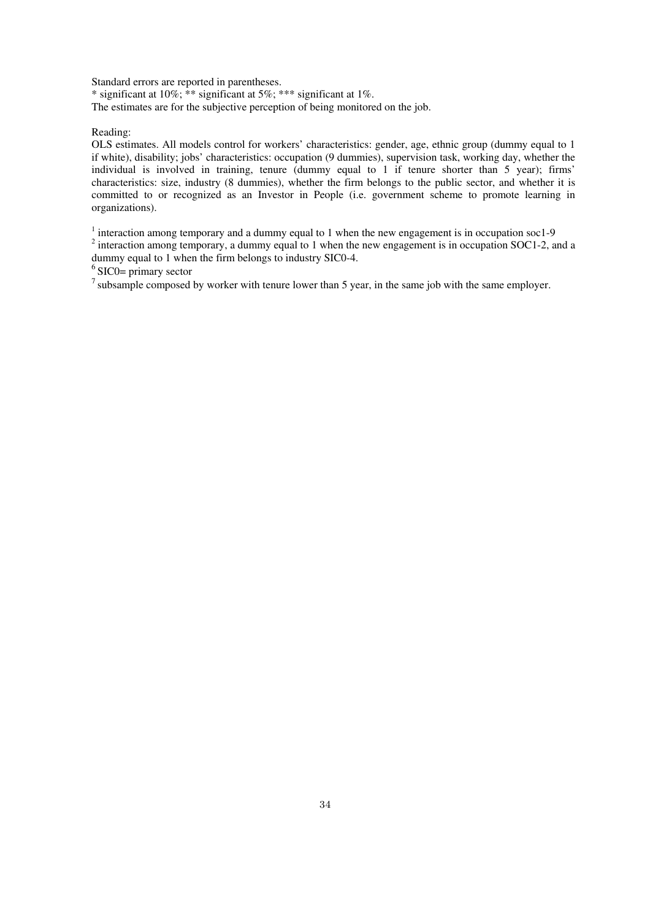Standard errors are reported in parentheses.
* significant at 10%; ** significant at 5%; *** significant at 1%.
The estimates are for the subjective perception of being monitored on the job.

Reading:
OLS estimates. All models control for workers' characteristics: gender, age, ethnic group (dummy equal to 1 if white), disability; jobs' characteristics: occupation (9 dummies), supervision task, working day, whether the individual is involved in training, tenure (dummy equal to 1 if tenure shorter than 5 year); firms' characteristics: size, industry (8 dummies), whether the firm belongs to the public sector, and whether it is committed to or recognized as an Investor in People (i.e. government scheme to promote learning in organizations).

[1] interaction among temporary and a dummy equal to 1 when the new engagement is in occupation soc1-9
[2] interaction among temporary, a dummy equal to 1 when the new engagement is in occupation SOC1-2, and a dummy equal to 1 when the firm belongs to industry SIC0-4.
[6] SIC0= primary sector
[7] subsample composed by worker with tenure lower than 5 year, in the same job with the same employer.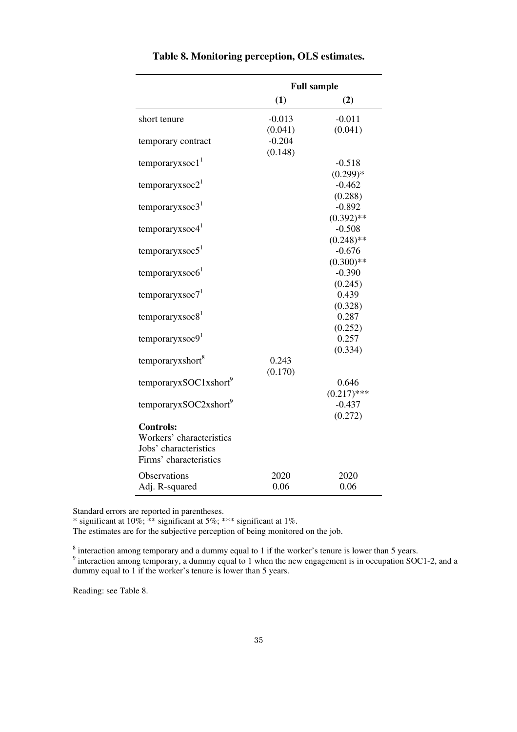**Table 8. Monitoring perception, OLS estimates.**

| | Full sample | |
|---|---|---|
| | **(1)** | **(2)** |
| short tenure | -0.013 | -0.011 |
| | (0.041) | (0.041) |
| temporary contract | -0.204 | |
| | (0.148) | |
| temporaryxsoc1[1] | | -0.518 |
| | | (0.299)* |
| temporaryxsoc2[1] | | -0.462 |
| | | (0.288) |
| temporaryxsoc3[1] | | -0.892 |
| | | (0.392)** |
| temporaryxsoc4[1] | | -0.508 |
| | | (0.248)** |
| temporaryxsoc5[1] | | -0.676 |
| | | (0.300)** |
| temporaryxsoc6[1] | | -0.390 |
| | | (0.245) |
| temporaryxsoc7[1] | | 0.439 |
| | | (0.328) |
| temporaryxsoc8[1] | | 0.287 |
| | | (0.252) |
| temporaryxsoc9[1] | | 0.257 |
| | | (0.334) |
| temporaryxshort[8] | 0.243 | |
| | (0.170) | |
| temporaryxSOC1xshort[9] | | 0.646 |
| | | (0.217)*** |
| temporaryxSOC2xshort[9] | | -0.437 |
| | | (0.272) |
| **Controls:** | | |
| Workers' characteristics | | |
| Jobs' characteristics | | |
| Firms' characteristics | | |
| Observations | 2020 | 2020 |
| Adj. R-squared | 0.06 | 0.06 |

Standard errors are reported in parentheses.
* significant at 10%; ** significant at 5%; *** significant at 1%.
The estimates are for the subjective perception of being monitored on the job.

[8] interaction among temporary and a dummy equal to 1 if the worker's tenure is lower than 5 years.
[9] interaction among temporary, a dummy equal to 1 when the new engagement is in occupation SOC1-2, and a dummy equal to 1 if the worker's tenure is lower than 5 years.

Reading: see Table 8.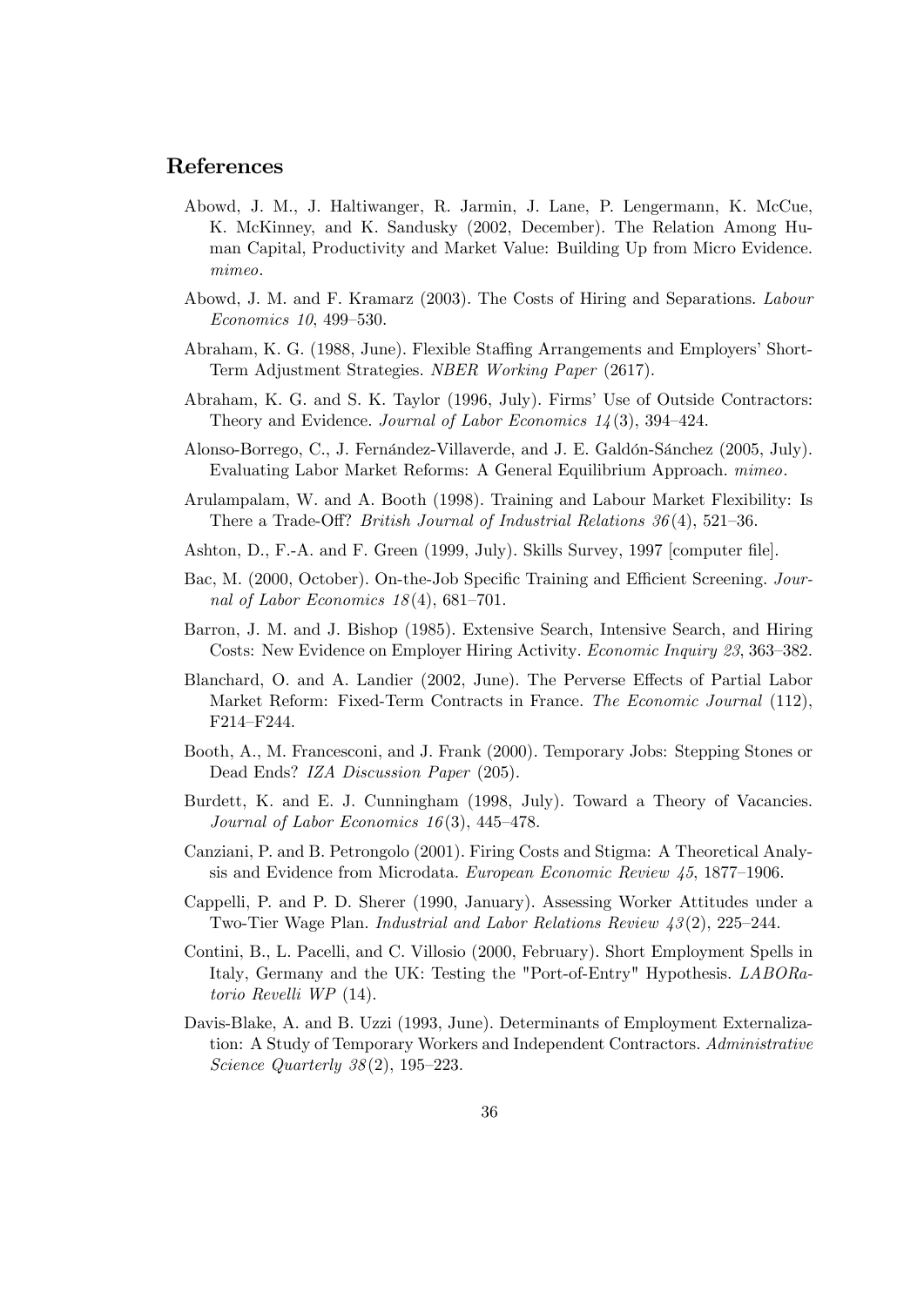## References

Abowd, J. M., J. Haltiwanger, R. Jarmin, J. Lane, P. Lengermann, K. McCue, K. McKinney, and K. Sandusky (2002, December). The Relation Among Human Capital, Productivity and Market Value: Building Up from Micro Evidence. *mimeo*.

Abowd, J. M. and F. Kramarz (2003). The Costs of Hiring and Separations. *Labour Economics 10*, 499–530.

Abraham, K. G. (1988, June). Flexible Staffing Arrangements and Employers' Short-Term Adjustment Strategies. *NBER Working Paper* (2617).

Abraham, K. G. and S. K. Taylor (1996, July). Firms' Use of Outside Contractors: Theory and Evidence. *Journal of Labor Economics 14*(3), 394–424.

Alonso-Borrego, C., J. Fernández-Villaverde, and J. E. Galdón-Sánchez (2005, July). Evaluating Labor Market Reforms: A General Equilibrium Approach. *mimeo*.

Arulampalam, W. and A. Booth (1998). Training and Labour Market Flexibility: Is There a Trade-Off? *British Journal of Industrial Relations 36*(4), 521–36.

Ashton, D., F.-A. and F. Green (1999, July). Skills Survey, 1997 [computer file].

Bac, M. (2000, October). On-the-Job Specific Training and Efficient Screening. *Journal of Labor Economics 18*(4), 681–701.

Barron, J. M. and J. Bishop (1985). Extensive Search, Intensive Search, and Hiring Costs: New Evidence on Employer Hiring Activity. *Economic Inquiry 23*, 363–382.

Blanchard, O. and A. Landier (2002, June). The Perverse Effects of Partial Labor Market Reform: Fixed-Term Contracts in France. *The Economic Journal* (112), F214–F244.

Booth, A., M. Francesconi, and J. Frank (2000). Temporary Jobs: Stepping Stones or Dead Ends? *IZA Discussion Paper* (205).

Burdett, K. and E. J. Cunningham (1998, July). Toward a Theory of Vacancies. *Journal of Labor Economics 16*(3), 445–478.

Canziani, P. and B. Petrongolo (2001). Firing Costs and Stigma: A Theoretical Analysis and Evidence from Microdata. *European Economic Review 45*, 1877–1906.

Cappelli, P. and P. D. Sherer (1990, January). Assessing Worker Attitudes under a Two-Tier Wage Plan. *Industrial and Labor Relations Review 43*(2), 225–244.

Contini, B., L. Pacelli, and C. Villosio (2000, February). Short Employment Spells in Italy, Germany and the UK: Testing the "Port-of-Entry" Hypothesis. *LABORatorio Revelli WP* (14).

Davis-Blake, A. and B. Uzzi (1993, June). Determinants of Employment Externalization: A Study of Temporary Workers and Independent Contractors. *Administrative Science Quarterly 38*(2), 195–223.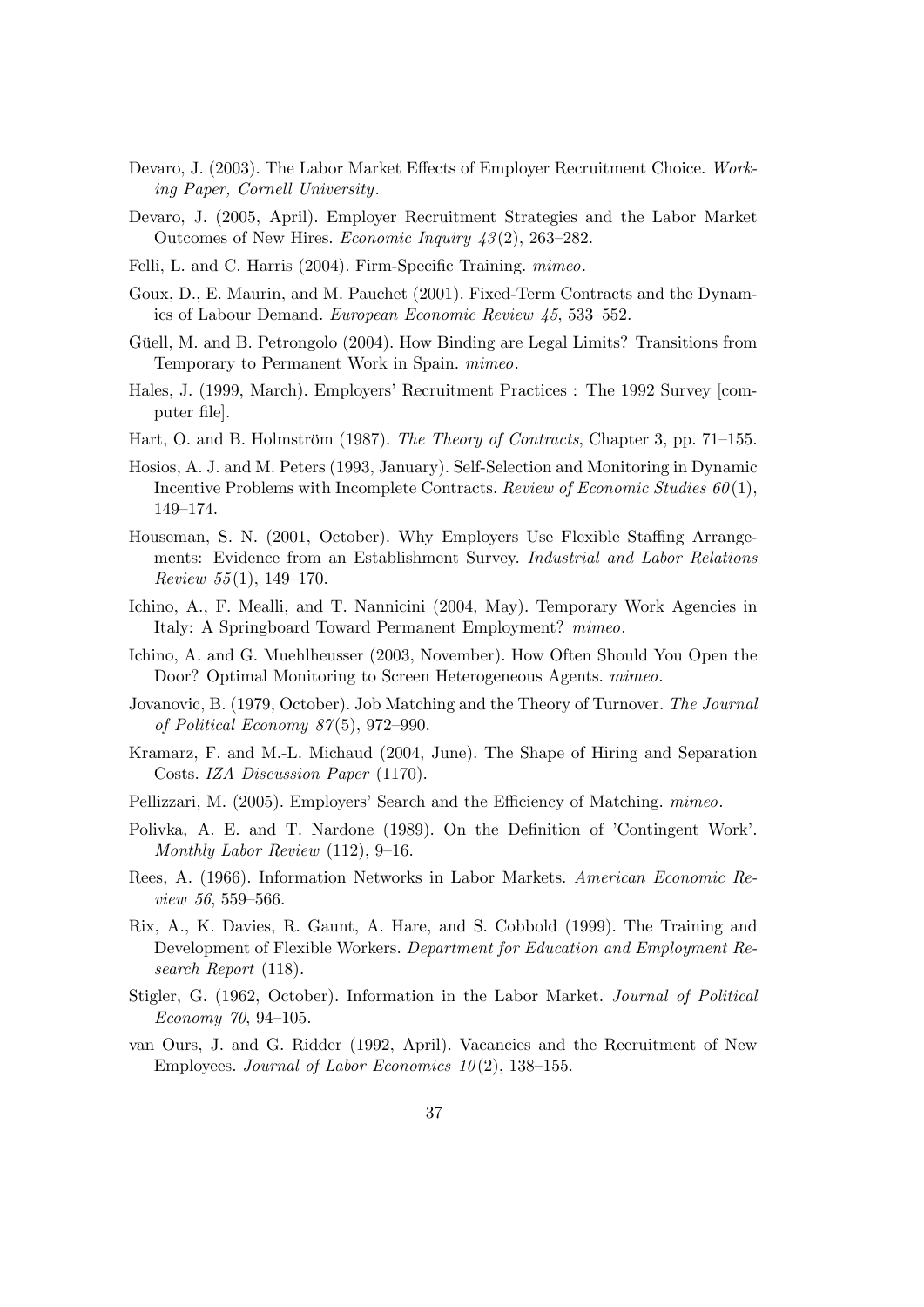Devaro, J. (2003). The Labor Market Effects of Employer Recruitment Choice. *Working Paper, Cornell University*.

Devaro, J. (2005, April). Employer Recruitment Strategies and the Labor Market Outcomes of New Hires. *Economic Inquiry 43*(2), 263–282.

Felli, L. and C. Harris (2004). Firm-Specific Training. *mimeo*.

Goux, D., E. Maurin, and M. Pauchet (2001). Fixed-Term Contracts and the Dynamics of Labour Demand. *European Economic Review 45*, 533–552.

Güell, M. and B. Petrongolo (2004). How Binding are Legal Limits? Transitions from Temporary to Permanent Work in Spain. *mimeo*.

Hales, J. (1999, March). Employers' Recruitment Practices : The 1992 Survey [computer file].

Hart, O. and B. Holmström (1987). *The Theory of Contracts*, Chapter 3, pp. 71–155.

Hosios, A. J. and M. Peters (1993, January). Self-Selection and Monitoring in Dynamic Incentive Problems with Incomplete Contracts. *Review of Economic Studies 60*(1), 149–174.

Houseman, S. N. (2001, October). Why Employers Use Flexible Staffing Arrangements: Evidence from an Establishment Survey. *Industrial and Labor Relations Review 55*(1), 149–170.

Ichino, A., F. Mealli, and T. Nannicini (2004, May). Temporary Work Agencies in Italy: A Springboard Toward Permanent Employment? *mimeo*.

Ichino, A. and G. Muehlheusser (2003, November). How Often Should You Open the Door? Optimal Monitoring to Screen Heterogeneous Agents. *mimeo*.

Jovanovic, B. (1979, October). Job Matching and the Theory of Turnover. *The Journal of Political Economy 87*(5), 972–990.

Kramarz, F. and M.-L. Michaud (2004, June). The Shape of Hiring and Separation Costs. *IZA Discussion Paper* (1170).

Pellizzari, M. (2005). Employers' Search and the Efficiency of Matching. *mimeo*.

Polivka, A. E. and T. Nardone (1989). On the Definition of 'Contingent Work'. *Monthly Labor Review* (112), 9–16.

Rees, A. (1966). Information Networks in Labor Markets. *American Economic Review 56*, 559–566.

Rix, A., K. Davies, R. Gaunt, A. Hare, and S. Cobbold (1999). The Training and Development of Flexible Workers. *Department for Education and Employment Research Report* (118).

Stigler, G. (1962, October). Information in the Labor Market. *Journal of Political Economy 70*, 94–105.

van Ours, J. and G. Ridder (1992, April). Vacancies and the Recruitment of New Employees. *Journal of Labor Economics 10*(2), 138–155.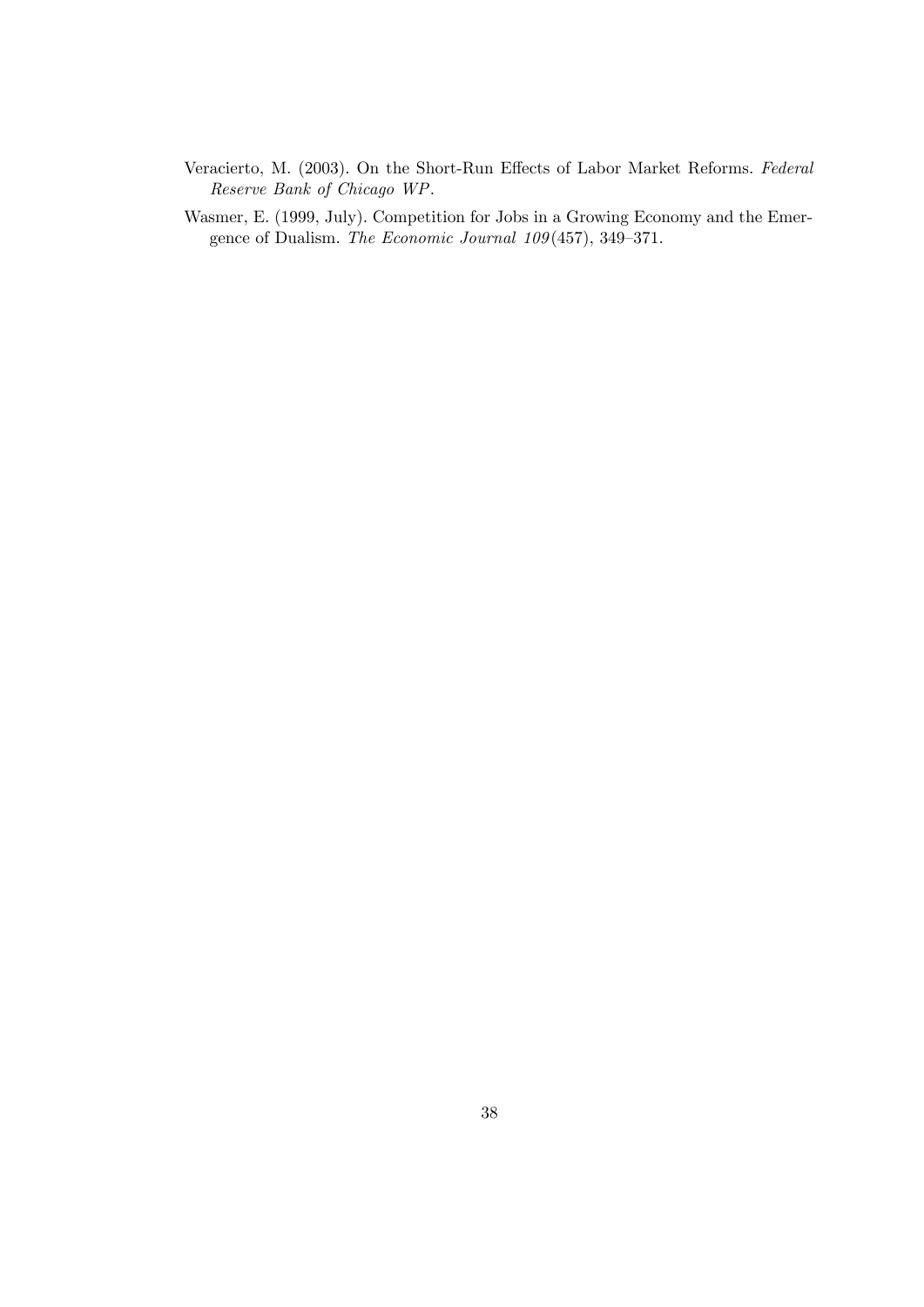Veracierto, M. (2003). On the Short-Run Effects of Labor Market Reforms. *Federal Reserve Bank of Chicago WP*.

Wasmer, E. (1999, July). Competition for Jobs in a Growing Economy and the Emergence of Dualism. *The Economic Journal 109*(457), 349–371.